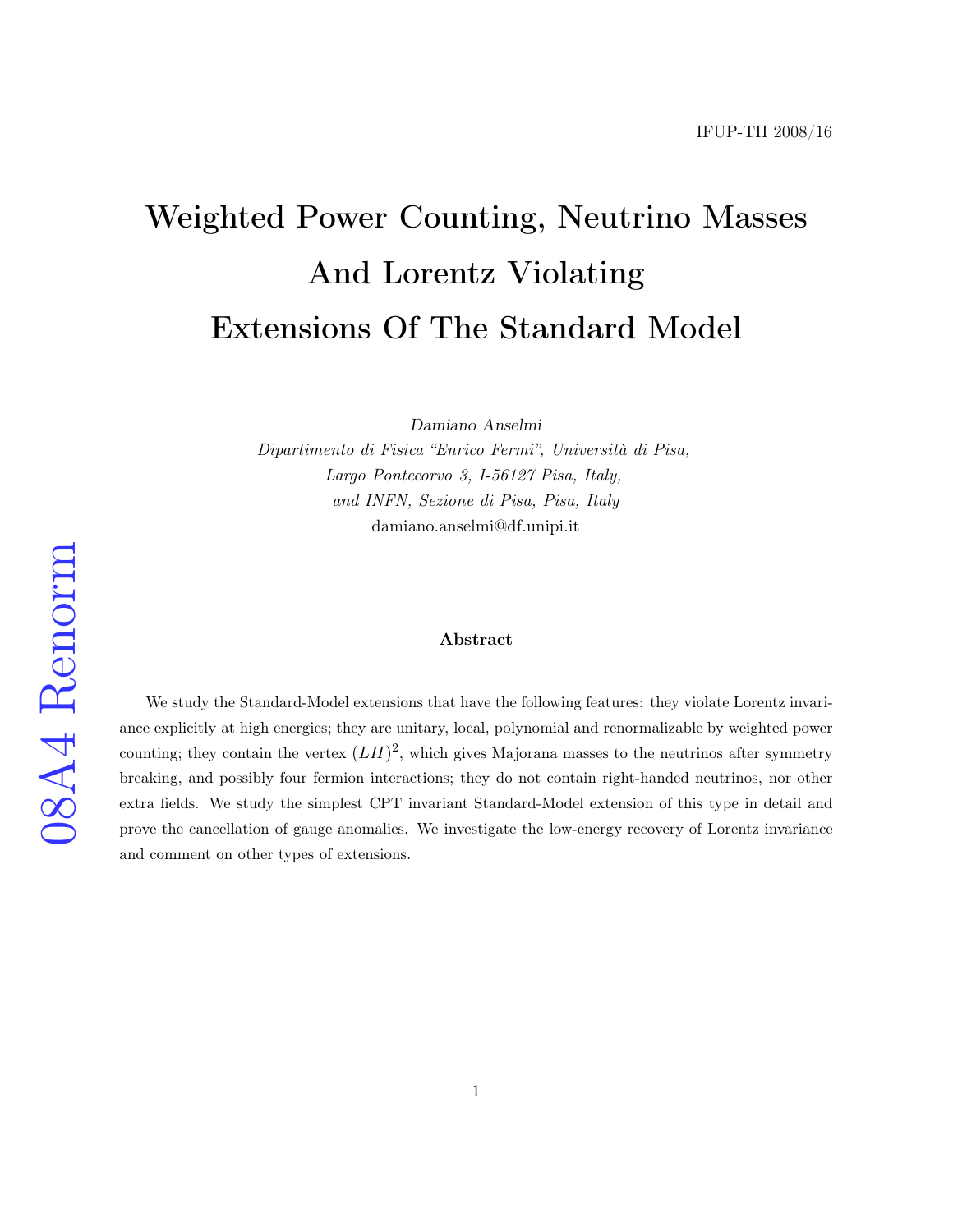IFUP-TH 2008/16

# Weighted Power Counting, Neutrino Masses And Lorentz Violating Extensions Of The Standard Model

*Damiano Anselmi*

*Dipartimento di Fisica "Enrico Fermi", Università di Pisa,*
*Largo Pontecorvo 3, I-56127 Pisa, Italy,*
*and INFN, Sezione di Pisa, Pisa, Italy*
damiano.anselmi@df.unipi.it

08A4 Renorm

### Abstract

We study the Standard-Model extensions that have the following features: they violate Lorentz invariance explicitly at high energies; they are unitary, local, polynomial and renormalizable by weighted power counting; they contain the vertex $(LH)^2$, which gives Majorana masses to the neutrinos after symmetry breaking, and possibly four fermion interactions; they do not contain right-handed neutrinos, nor other extra fields. We study the simplest CPT invariant Standard-Model extension of this type in detail and prove the cancellation of gauge anomalies. We investigate the low-energy recovery of Lorentz invariance and comment on other types of extensions.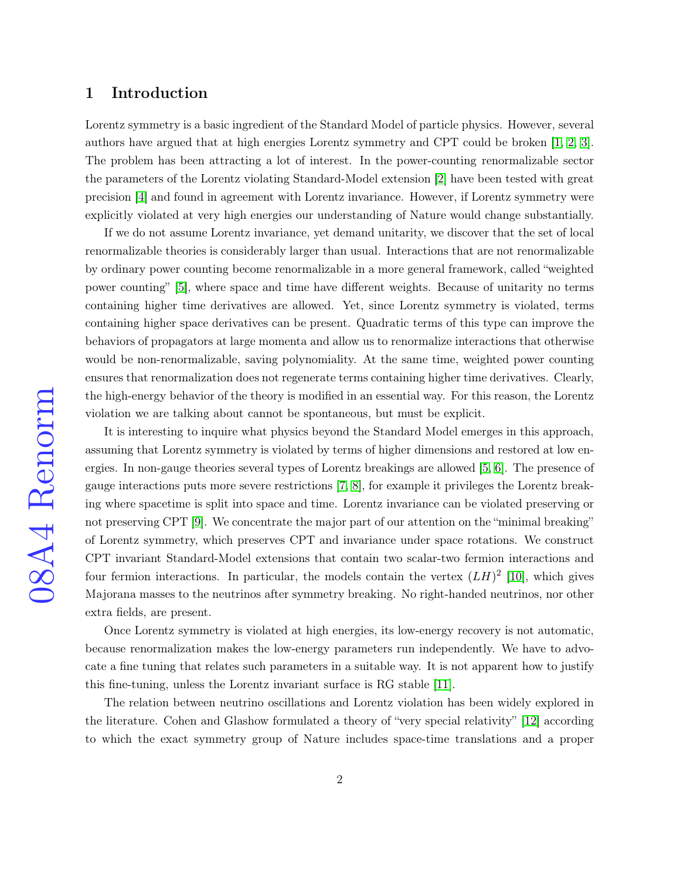## 1 Introduction

Lorentz symmetry is a basic ingredient of the Standard Model of particle physics. However, several authors have argued that at high energies Lorentz symmetry and CPT could be broken [1, 2, 3]. The problem has been attracting a lot of interest. In the power-counting renormalizable sector the parameters of the Lorentz violating Standard-Model extension [2] have been tested with great precision [4] and found in agreement with Lorentz invariance. However, if Lorentz symmetry were explicitly violated at very high energies our understanding of Nature would change substantially.

If we do not assume Lorentz invariance, yet demand unitarity, we discover that the set of local renormalizable theories is considerably larger than usual. Interactions that are not renormalizable by ordinary power counting become renormalizable in a more general framework, called "weighted power counting" [5], where space and time have different weights. Because of unitarity no terms containing higher time derivatives are allowed. Yet, since Lorentz symmetry is violated, terms containing higher space derivatives can be present. Quadratic terms of this type can improve the behaviors of propagators at large momenta and allow us to renormalize interactions that otherwise would be non-renormalizable, saving polynomiality. At the same time, weighted power counting ensures that renormalization does not regenerate terms containing higher time derivatives. Clearly, the high-energy behavior of the theory is modified in an essential way. For this reason, the Lorentz violation we are talking about cannot be spontaneous, but must be explicit.

It is interesting to inquire what physics beyond the Standard Model emerges in this approach, assuming that Lorentz symmetry is violated by terms of higher dimensions and restored at low energies. In non-gauge theories several types of Lorentz breakings are allowed [5, 6]. The presence of gauge interactions puts more severe restrictions [7, 8], for example it privileges the Lorentz breaking where spacetime is split into space and time. Lorentz invariance can be violated preserving or not preserving CPT [9]. We concentrate the major part of our attention on the "minimal breaking" of Lorentz symmetry, which preserves CPT and invariance under space rotations. We construct CPT invariant Standard-Model extensions that contain two scalar-two fermion interactions and four fermion interactions. In particular, the models contain the vertex $(LH)^2$ [10], which gives Majorana masses to the neutrinos after symmetry breaking. No right-handed neutrinos, nor other extra fields, are present.

Once Lorentz symmetry is violated at high energies, its low-energy recovery is not automatic, because renormalization makes the low-energy parameters run independently. We have to advocate a fine tuning that relates such parameters in a suitable way. It is not apparent how to justify this fine-tuning, unless the Lorentz invariant surface is RG stable [11].

The relation between neutrino oscillations and Lorentz violation has been widely explored in the literature. Cohen and Glashow formulated a theory of "very special relativity" [12] according to which the exact symmetry group of Nature includes space-time translations and a proper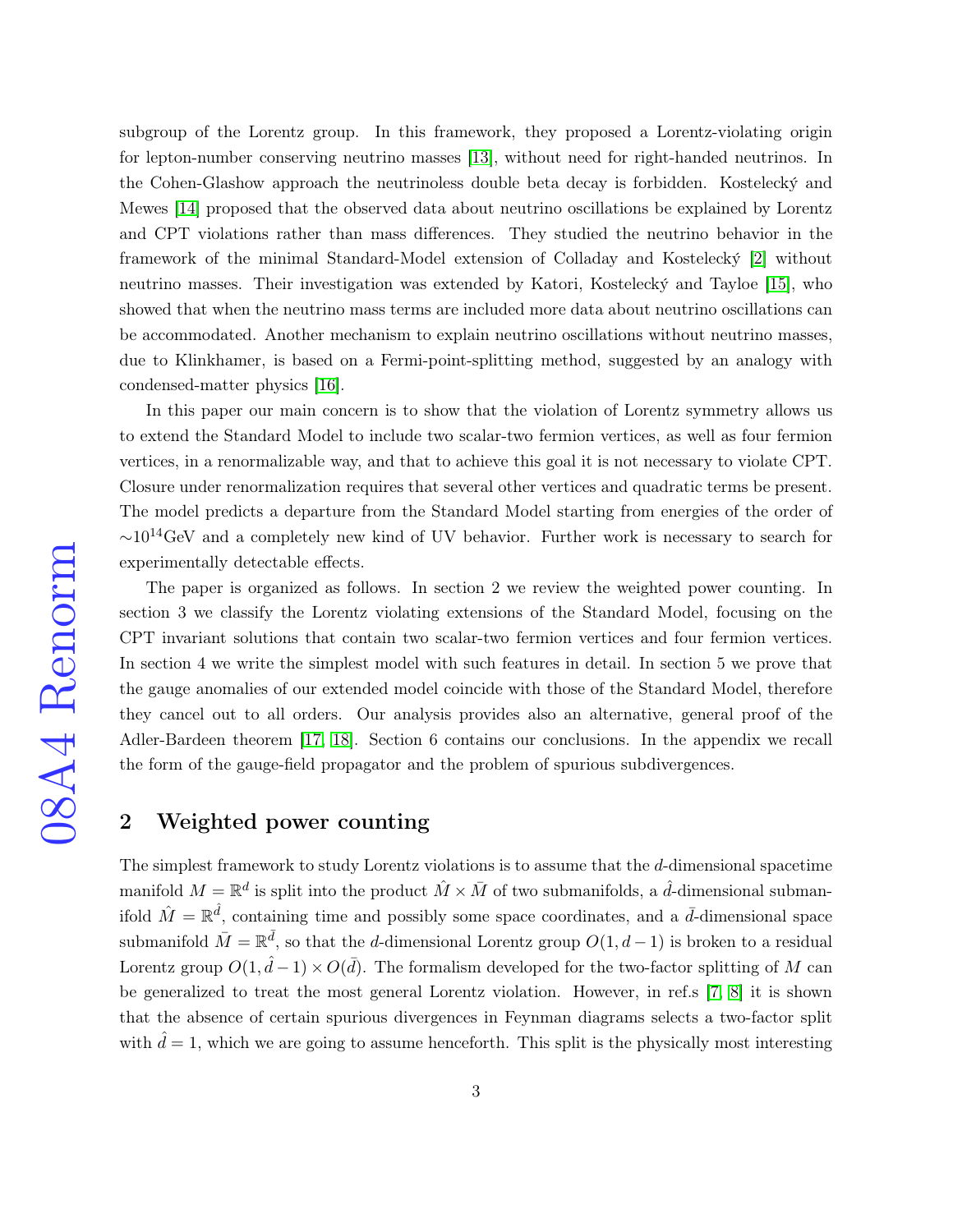subgroup of the Lorentz group. In this framework, they proposed a Lorentz-violating origin for lepton-number conserving neutrino masses [13], without need for right-handed neutrinos. In the Cohen-Glashow approach the neutrinoless double beta decay is forbidden. Kostelecký and Mewes [14] proposed that the observed data about neutrino oscillations be explained by Lorentz and CPT violations rather than mass differences. They studied the neutrino behavior in the framework of the minimal Standard-Model extension of Colladay and Kostelecký [2] without neutrino masses. Their investigation was extended by Katori, Kostelecký and Tayloe [15], who showed that when the neutrino mass terms are included more data about neutrino oscillations can be accommodated. Another mechanism to explain neutrino oscillations without neutrino masses, due to Klinkhamer, is based on a Fermi-point-splitting method, suggested by an analogy with condensed-matter physics [16].

In this paper our main concern is to show that the violation of Lorentz symmetry allows us to extend the Standard Model to include two scalar-two fermion vertices, as well as four fermion vertices, in a renormalizable way, and that to achieve this goal it is not necessary to violate CPT. Closure under renormalization requires that several other vertices and quadratic terms be present. The model predicts a departure from the Standard Model starting from energies of the order of $\sim 10^{14}$GeV and a completely new kind of UV behavior. Further work is necessary to search for experimentally detectable effects.

The paper is organized as follows. In section 2 we review the weighted power counting. In section 3 we classify the Lorentz violating extensions of the Standard Model, focusing on the CPT invariant solutions that contain two scalar-two fermion vertices and four fermion vertices. In section 4 we write the simplest model with such features in detail. In section 5 we prove that the gauge anomalies of our extended model coincide with those of the Standard Model, therefore they cancel out to all orders. Our analysis provides also an alternative, general proof of the Adler-Bardeen theorem [17, 18]. Section 6 contains our conclusions. In the appendix we recall the form of the gauge-field propagator and the problem of spurious subdivergences.

## 2 Weighted power counting

The simplest framework to study Lorentz violations is to assume that the $d$-dimensional spacetime manifold $M = \mathbb{R}^d$ is split into the product $\hat{M} \times \bar{M}$ of two submanifolds, a $\hat{d}$-dimensional submanifold $\hat{M} = \mathbb{R}^{\hat{d}}$, containing time and possibly some space coordinates, and a $\bar{d}$-dimensional space submanifold $\bar{M} = \mathbb{R}^{\bar{d}}$, so that the $d$-dimensional Lorentz group $O(1, d-1)$ is broken to a residual Lorentz group $O(1, \hat{d}-1) \times O(\bar{d})$. The formalism developed for the two-factor splitting of $M$ can be generalized to treat the most general Lorentz violation. However, in ref.s [7, 8] it is shown that the absence of certain spurious divergences in Feynman diagrams selects a two-factor split with $\hat{d} = 1$, which we are going to assume henceforth. This split is the physically most interesting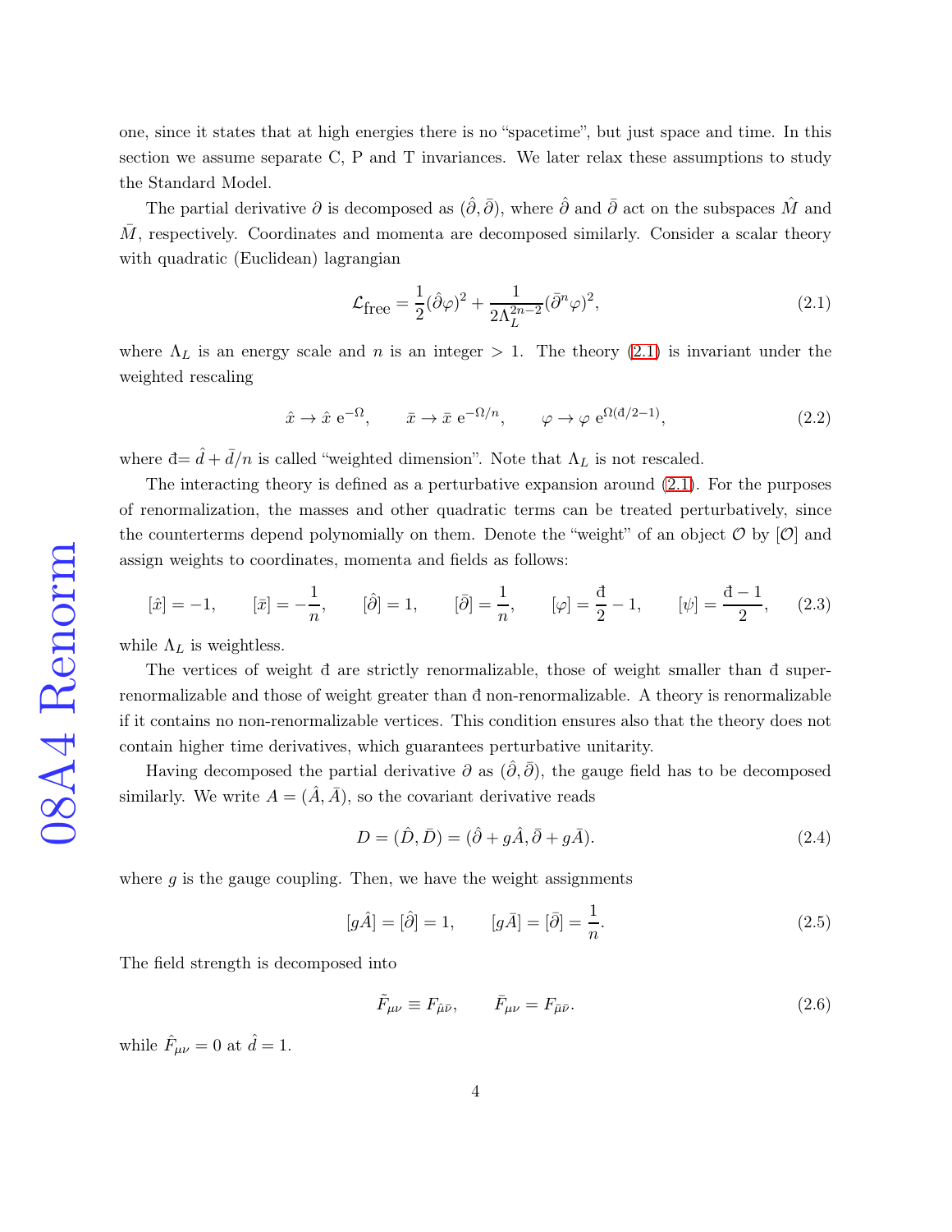one, since it states that at high energies there is no "spacetime", but just space and time. In this section we assume separate C, P and T invariances. We later relax these assumptions to study the Standard Model.

The partial derivative $\partial$ is decomposed as $(\hat{\partial}, \bar{\partial})$, where $\hat{\partial}$ and $\bar{\partial}$ act on the subspaces $\hat{M}$ and $\bar{M}$, respectively. Coordinates and momenta are decomposed similarly. Consider a scalar theory with quadratic (Euclidean) lagrangian

$$\mathcal{L}_{\text{free}} = \frac{1}{2}(\hat{\partial}\varphi)^2 + \frac{1}{2\Lambda_L^{2n-2}}(\bar{\partial}^n\varphi)^2, \tag{2.1}$$

where $\Lambda_L$ is an energy scale and $n$ is an integer $> 1$. The theory (2.1) is invariant under the weighted rescaling

$$\hat{x} \to \hat{x}\ \mathrm{e}^{-\Omega}, \qquad \bar{x} \to \bar{x}\ \mathrm{e}^{-\Omega/n}, \qquad \varphi \to \varphi\ \mathrm{e}^{\Omega(\text{đ}/2-1)}, \tag{2.2}$$

where đ$= \hat{d} + \bar{d}/n$ is called "weighted dimension". Note that $\Lambda_L$ is not rescaled.

The interacting theory is defined as a perturbative expansion around (2.1). For the purposes of renormalization, the masses and other quadratic terms can be treated perturbatively, since the counterterms depend polynomially on them. Denote the "weight" of an object $\mathcal{O}$ by $[\mathcal{O}]$ and assign weights to coordinates, momenta and fields as follows:

$$[\hat{x}] = -1, \qquad [\bar{x}] = -\frac{1}{n}, \qquad [\hat{\partial}] = 1, \qquad [\bar{\partial}] = \frac{1}{n}, \qquad [\varphi] = \frac{\text{đ}}{2} - 1, \qquad [\psi] = \frac{\text{đ} - 1}{2}, \tag{2.3}$$

while $\Lambda_L$ is weightless.

The vertices of weight đ are strictly renormalizable, those of weight smaller than đ super-renormalizable and those of weight greater than đ non-renormalizable. A theory is renormalizable if it contains no non-renormalizable vertices. This condition ensures also that the theory does not contain higher time derivatives, which guarantees perturbative unitarity.

Having decomposed the partial derivative $\partial$ as $(\hat{\partial}, \bar{\partial})$, the gauge field has to be decomposed similarly. We write $A = (\hat{A}, \bar{A})$, so the covariant derivative reads

$$D = (\hat{D}, \bar{D}) = (\hat{\partial} + g\hat{A}, \bar{\partial} + g\bar{A}). \tag{2.4}$$

where $g$ is the gauge coupling. Then, we have the weight assignments

$$[g\hat{A}] = [\hat{\partial}] = 1, \qquad [g\bar{A}] = [\bar{\partial}] = \frac{1}{n}. \tag{2.5}$$

The field strength is decomposed into

$$\tilde{F}_{\mu\nu} \equiv F_{\hat{\mu}\bar{\nu}}, \qquad \bar{F}_{\mu\nu} = F_{\bar{\mu}\bar{\nu}}. \tag{2.6}$$

while $\hat{F}_{\mu\nu} = 0$ at $\hat{d} = 1$.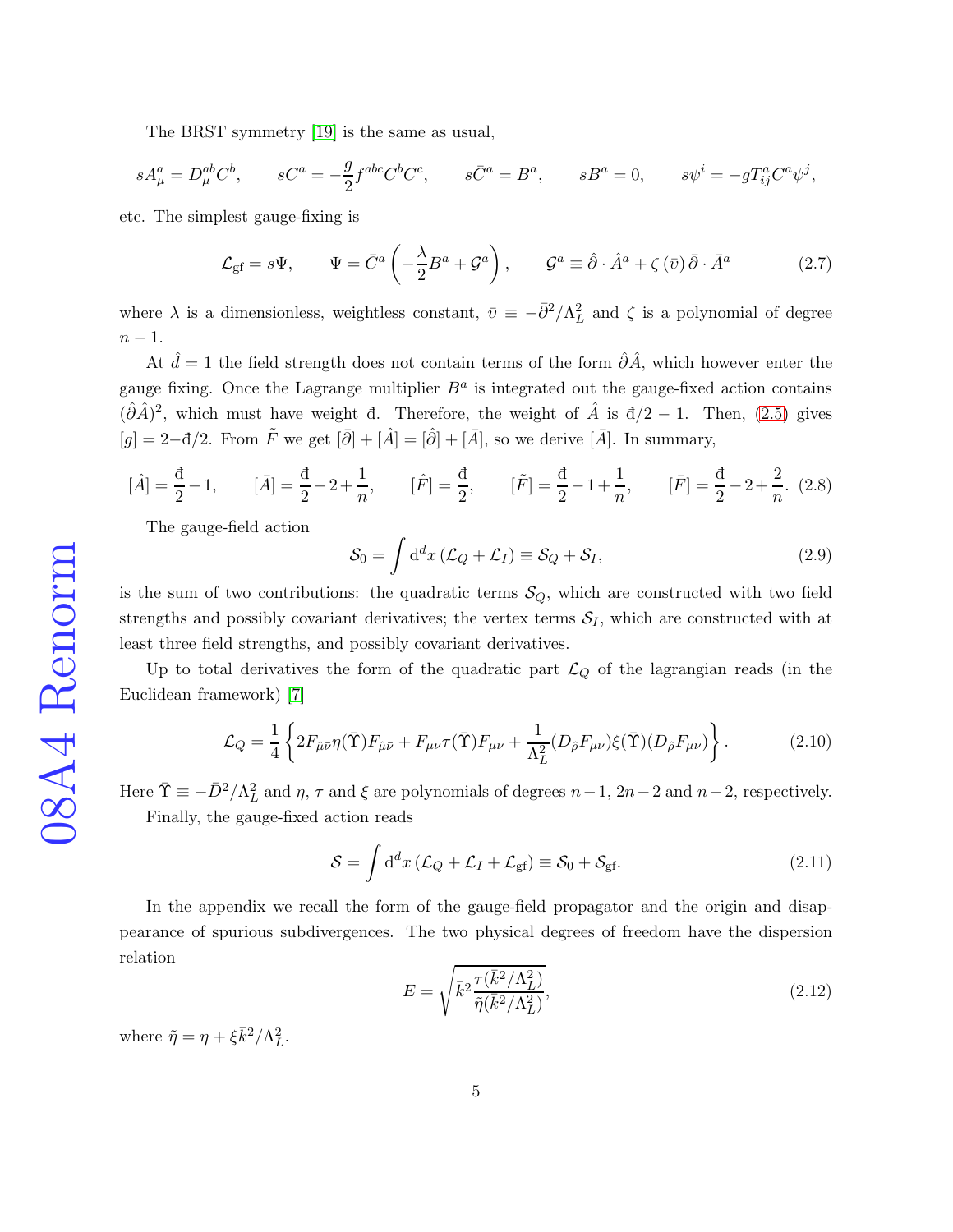The BRST symmetry [19] is the same as usual,

$$sA_\mu^a = D_\mu^{ab} C^b, \qquad sC^a = -\frac{g}{2} f^{abc} C^b C^c, \qquad s\bar{C}^a = B^a, \qquad sB^a = 0, \qquad s\psi^i = -gT_{ij}^a C^a \psi^j,$$

etc. The simplest gauge-fixing is

$$\mathcal{L}_{\text{gf}} = s\Psi, \qquad \Psi = \bar{C}^a \left(-\frac{\lambda}{2} B^a + \mathcal{G}^a\right), \qquad \mathcal{G}^a \equiv \hat{\partial} \cdot \hat{A}^a + \zeta\left(\bar{\upsilon}\right) \bar{\partial} \cdot \bar{A}^a \tag{2.7}$$

where $\lambda$ is a dimensionless, weightless constant, $\bar{\upsilon} \equiv -\bar{\partial}^2/\Lambda_L^2$ and $\zeta$ is a polynomial of degree $n-1$.

At $\hat{d} = 1$ the field strength does not contain terms of the form $\hat{\partial}\hat{A}$, which however enter the gauge fixing. Once the Lagrange multiplier $B^a$ is integrated out the gauge-fixed action contains $(\hat{\partial}\hat{A})^2$, which must have weight $\text{đ}$. Therefore, the weight of $\hat{A}$ is $\text{đ}/2 - 1$. Then, (2.5) gives $[g] = 2 - \text{đ}/2$. From $\tilde{F}$ we get $[\bar{\partial}] + [\hat{A}] = [\hat{\partial}] + [\bar{A}]$, so we derive $[\bar{A}]$. In summary,

$$[\hat{A}] = \frac{\text{đ}}{2} - 1, \qquad [\bar{A}] = \frac{\text{đ}}{2} - 2 + \frac{1}{n}, \qquad [\hat{F}] = \frac{\text{đ}}{2}, \qquad [\tilde{F}] = \frac{\text{đ}}{2} - 1 + \frac{1}{n}, \qquad [\bar{F}] = \frac{\text{đ}}{2} - 2 + \frac{2}{n}. \tag{2.8}$$

The gauge-field action

$$\mathcal{S}_0 = \int \mathrm{d}^d x \left(\mathcal{L}_Q + \mathcal{L}_I\right) \equiv \mathcal{S}_Q + \mathcal{S}_I, \tag{2.9}$$

is the sum of two contributions: the quadratic terms $\mathcal{S}_Q$, which are constructed with two field strengths and possibly covariant derivatives; the vertex terms $\mathcal{S}_I$, which are constructed with at least three field strengths, and possibly covariant derivatives.

Up to total derivatives the form of the quadratic part $\mathcal{L}_Q$ of the lagrangian reads (in the Euclidean framework) [7]

$$\mathcal{L}_Q = \frac{1}{4}\left\{2F_{\hat{\mu}\bar{\nu}}\eta(\bar{\Upsilon})F_{\hat{\mu}\bar{\nu}} + F_{\bar{\mu}\bar{\nu}}\tau(\bar{\Upsilon})F_{\bar{\mu}\bar{\nu}} + \frac{1}{\Lambda_L^2}(D_{\hat{\rho}}F_{\bar{\mu}\bar{\nu}})\xi(\bar{\Upsilon})(D_{\hat{\rho}}F_{\bar{\mu}\bar{\nu}})\right\}. \tag{2.10}$$

Here $\bar{\Upsilon} \equiv -\bar{D}^2/\Lambda_L^2$ and $\eta$, $\tau$ and $\xi$ are polynomials of degrees $n-1$, $2n-2$ and $n-2$, respectively.

Finally, the gauge-fixed action reads

$$\mathcal{S} = \int \mathrm{d}^d x \left(\mathcal{L}_Q + \mathcal{L}_I + \mathcal{L}_{\text{gf}}\right) \equiv \mathcal{S}_0 + \mathcal{S}_{\text{gf}}. \tag{2.11}$$

In the appendix we recall the form of the gauge-field propagator and the origin and disappearance of spurious subdivergences. The two physical degrees of freedom have the dispersion relation

$$E = \sqrt{\bar{k}^2 \frac{\tau(\bar{k}^2/\Lambda_L^2)}{\tilde{\eta}(\bar{k}^2/\Lambda_L^2)}}, \tag{2.12}$$

where $\tilde{\eta} = \eta + \xi\bar{k}^2/\Lambda_L^2$.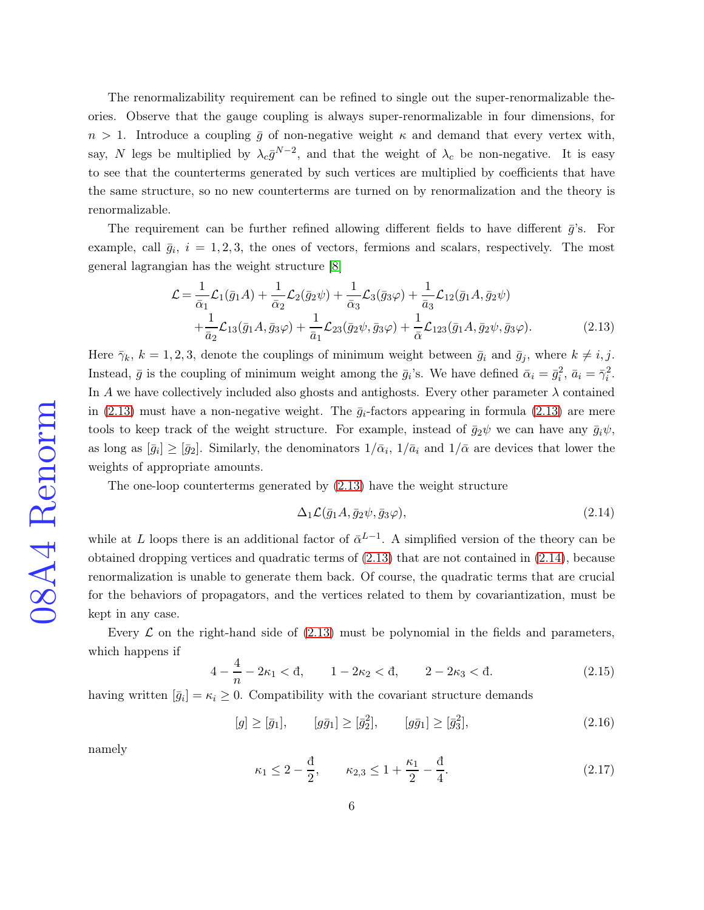The renormalizability requirement can be refined to single out the super-renormalizable theories. Observe that the gauge coupling is always super-renormalizable in four dimensions, for $n > 1$. Introduce a coupling $\bar{g}$ of non-negative weight $\kappa$ and demand that every vertex with, say, $N$ legs be multiplied by $\lambda_c \bar{g}^{N-2}$, and that the weight of $\lambda_c$ be non-negative. It is easy to see that the counterterms generated by such vertices are multiplied by coefficients that have the same structure, so no new counterterms are turned on by renormalization and the theory is renormalizable.

The requirement can be further refined allowing different fields to have different $\bar{g}$'s. For example, call $\bar{g}_i$, $i = 1, 2, 3$, the ones of vectors, fermions and scalars, respectively. The most general lagrangian has the weight structure [8]

$$
\begin{aligned}
\mathcal{L} = & \frac{1}{\bar{\alpha}_1}\mathcal{L}_1(\bar{g}_1 A) + \frac{1}{\bar{\alpha}_2}\mathcal{L}_2(\bar{g}_2 \psi) + \frac{1}{\bar{\alpha}_3}\mathcal{L}_3(\bar{g}_3 \varphi) + \frac{1}{\bar{a}_3}\mathcal{L}_{12}(\bar{g}_1 A, \bar{g}_2 \psi) \\
& + \frac{1}{\bar{a}_2}\mathcal{L}_{13}(\bar{g}_1 A, \bar{g}_3 \varphi) + \frac{1}{\bar{a}_1}\mathcal{L}_{23}(\bar{g}_2 \psi, \bar{g}_3 \varphi) + \frac{1}{\bar{\alpha}}\mathcal{L}_{123}(\bar{g}_1 A, \bar{g}_2 \psi, \bar{g}_3 \varphi).
\end{aligned} \tag{2.13}
$$

Here $\bar{\gamma}_k$, $k = 1, 2, 3$, denote the couplings of minimum weight between $\bar{g}_i$ and $\bar{g}_j$, where $k \neq i, j$. Instead, $\bar{g}$ is the coupling of minimum weight among the $\bar{g}_i$'s. We have defined $\bar{\alpha}_i = \bar{g}_i^2$, $\bar{a}_i = \bar{\gamma}_i^2$. In $A$ we have collectively included also ghosts and antighosts. Every other parameter $\lambda$ contained in (2.13) must have a non-negative weight. The $\bar{g}_i$-factors appearing in formula (2.13) are mere tools to keep track of the weight structure. For example, instead of $\bar{g}_2 \psi$ we can have any $\bar{g}_i \psi$, as long as $[\bar{g}_i] \geq [\bar{g}_2]$. Similarly, the denominators $1/\bar{\alpha}_i$, $1/\bar{a}_i$ and $1/\bar{\alpha}$ are devices that lower the weights of appropriate amounts.

The one-loop counterterms generated by (2.13) have the weight structure

$$
\Delta_1 \mathcal{L}(\bar{g}_1 A, \bar{g}_2 \psi, \bar{g}_3 \varphi), \tag{2.14}
$$

while at $L$ loops there is an additional factor of $\bar{\alpha}^{L-1}$. A simplified version of the theory can be obtained dropping vertices and quadratic terms of (2.13) that are not contained in (2.14), because renormalization is unable to generate them back. Of course, the quadratic terms that are crucial for the behaviors of propagators, and the vertices related to them by covariantization, must be kept in any case.

Every $\mathcal{L}$ on the right-hand side of (2.13) must be polynomial in the fields and parameters, which happens if

$$
4 - \frac{4}{n} - 2\kappa_1 < \text{đ}, \qquad 1 - 2\kappa_2 < \text{đ}, \qquad 2 - 2\kappa_3 < \text{đ}. \tag{2.15}
$$

having written $[\bar{g}_i] = \kappa_i \geq 0$. Compatibility with the covariant structure demands

$$
[g] \geq [\bar{g}_1], \qquad [g\bar{g}_1] \geq [\bar{g}_2^2], \qquad [g\bar{g}_1] \geq [\bar{g}_3^2], \tag{2.16}
$$

namely

$$
\kappa_1 \leq 2 - \frac{\text{đ}}{2}, \qquad \kappa_{2,3} \leq 1 + \frac{\kappa_1}{2} - \frac{\text{đ}}{4}. \tag{2.17}
$$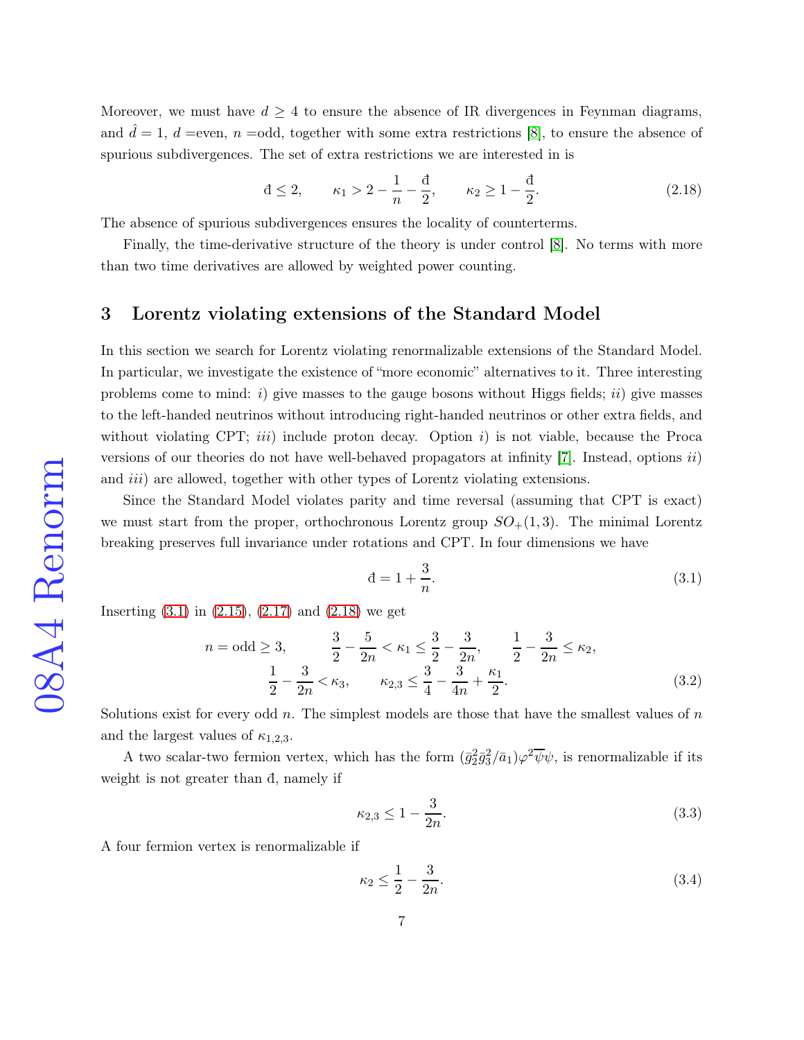Moreover, we must have $d \geq 4$ to ensure the absence of IR divergences in Feynman diagrams, and $\hat{d} = 1$, $d =$even, $n =$odd, together with some extra restrictions [8], to ensure the absence of spurious subdivergences. The set of extra restrictions we are interested in is

$$\text{đ} \leq 2, \qquad \kappa_1 > 2 - \frac{1}{n} - \frac{\text{đ}}{2}, \qquad \kappa_2 \geq 1 - \frac{\text{đ}}{2}. \tag{2.18}$$

The absence of spurious subdivergences ensures the locality of counterterms.

Finally, the time-derivative structure of the theory is under control [8]. No terms with more than two time derivatives are allowed by weighted power counting.

## 3 Lorentz violating extensions of the Standard Model

In this section we search for Lorentz violating renormalizable extensions of the Standard Model. In particular, we investigate the existence of "more economic" alternatives to it. Three interesting problems come to mind: *i*) give masses to the gauge bosons without Higgs fields; *ii*) give masses to the left-handed neutrinos without introducing right-handed neutrinos or other extra fields, and without violating CPT; *iii*) include proton decay. Option *i*) is not viable, because the Proca versions of our theories do not have well-behaved propagators at infinity [7]. Instead, options *ii*) and *iii*) are allowed, together with other types of Lorentz violating extensions.

Since the Standard Model violates parity and time reversal (assuming that CPT is exact) we must start from the proper, orthochronous Lorentz group $SO_+(1,3)$. The minimal Lorentz breaking preserves full invariance under rotations and CPT. In four dimensions we have

$$\text{đ} = 1 + \frac{3}{n}. \tag{3.1}$$

Inserting (3.1) in (2.15), (2.17) and (2.18) we get

$$\begin{gathered} n = \text{odd} \geq 3, \qquad \frac{3}{2} - \frac{5}{2n} < \kappa_1 \leq \frac{3}{2} - \frac{3}{2n}, \qquad \frac{1}{2} - \frac{3}{2n} \leq \kappa_2, \\ \frac{1}{2} - \frac{3}{2n} < \kappa_3, \qquad \kappa_{2,3} \leq \frac{3}{4} - \frac{3}{4n} + \frac{\kappa_1}{2}. \end{gathered} \tag{3.2}$$

Solutions exist for every odd $n$. The simplest models are those that have the smallest values of $n$ and the largest values of $\kappa_{1,2,3}$.

A two scalar-two fermion vertex, which has the form $(\bar{g}_2^2 \bar{g}_3^2/\bar{a}_1)\varphi^2\overline{\psi}\psi$, is renormalizable if its weight is not greater than đ, namely if

$$\kappa_{2,3} \leq 1 - \frac{3}{2n}. \tag{3.3}$$

A four fermion vertex is renormalizable if

$$\kappa_2 \leq \frac{1}{2} - \frac{3}{2n}. \tag{3.4}$$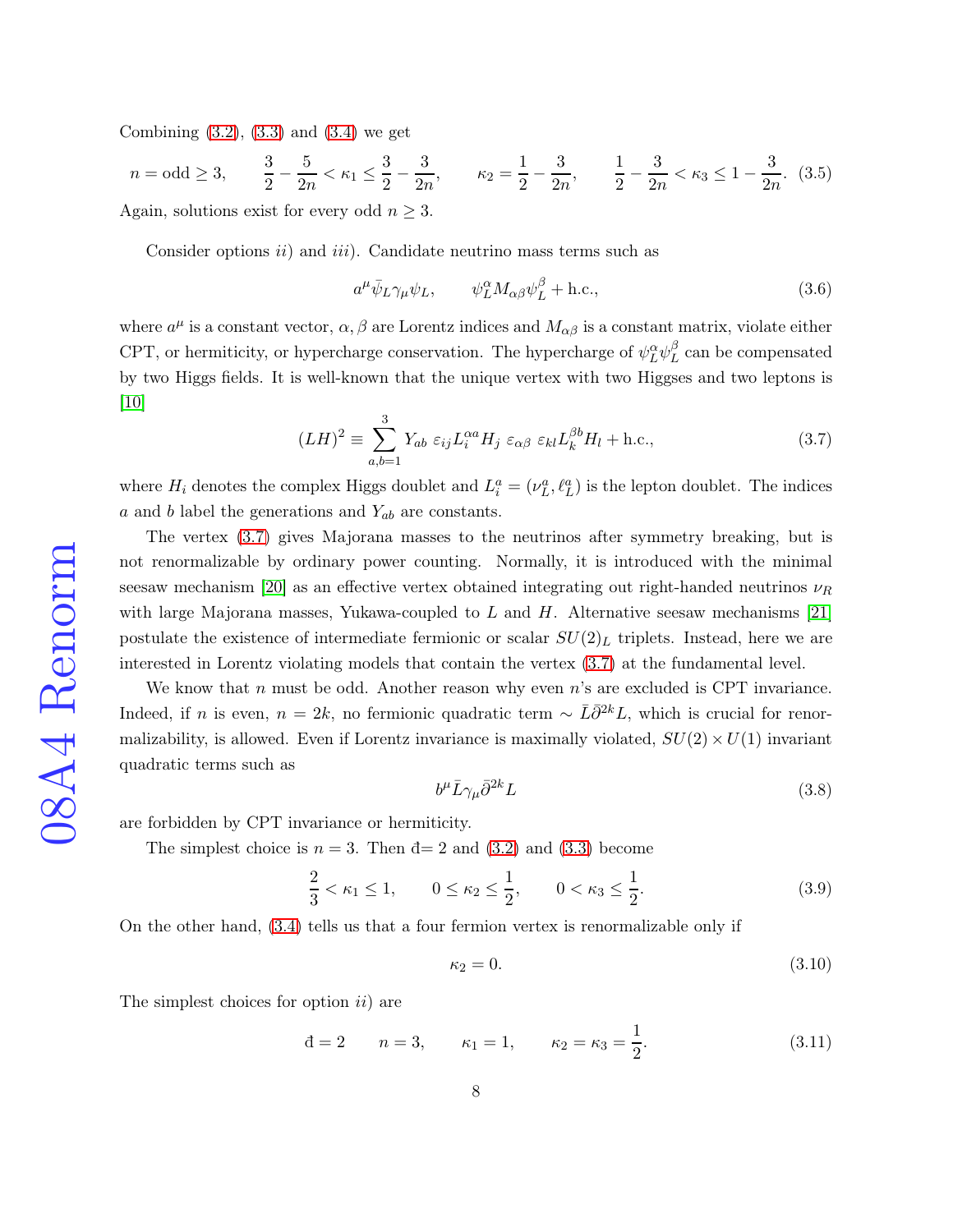Combining (3.2), (3.3) and (3.4) we get

$$n = \text{odd} \geq 3, \qquad \frac{3}{2} - \frac{5}{2n} < \kappa_1 \leq \frac{3}{2} - \frac{3}{2n}, \qquad \kappa_2 = \frac{1}{2} - \frac{3}{2n}, \qquad \frac{1}{2} - \frac{3}{2n} < \kappa_3 \leq 1 - \frac{3}{2n}. \tag{3.5}$$

Again, solutions exist for every odd $n \geq 3$.

Consider options *ii*) and *iii*). Candidate neutrino mass terms such as

$$a^\mu \bar{\psi}_L \gamma_\mu \psi_L, \qquad \psi_L^\alpha M_{\alpha\beta} \psi_L^\beta + \text{h.c.}, \tag{3.6}$$

where $a^\mu$ is a constant vector, $\alpha, \beta$ are Lorentz indices and $M_{\alpha\beta}$ is a constant matrix, violate either CPT, or hermiticity, or hypercharge conservation. The hypercharge of $\psi_L^\alpha \psi_L^\beta$ can be compensated by two Higgs fields. It is well-known that the unique vertex with two Higgses and two leptons is [10]

$$(LH)^2 \equiv \sum_{a,b=1}^{3} Y_{ab}\ \varepsilon_{ij} L_i^{\alpha a} H_j\ \varepsilon_{\alpha\beta}\ \varepsilon_{kl} L_k^{\beta b} H_l + \text{h.c.}, \tag{3.7}$$

where $H_i$ denotes the complex Higgs doublet and $L_i^a = (\nu_L^a, \ell_L^a)$ is the lepton doublet. The indices $a$ and $b$ label the generations and $Y_{ab}$ are constants.

The vertex (3.7) gives Majorana masses to the neutrinos after symmetry breaking, but is not renormalizable by ordinary power counting. Normally, it is introduced with the minimal seesaw mechanism [20] as an effective vertex obtained integrating out right-handed neutrinos $\nu_R$ with large Majorana masses, Yukawa-coupled to $L$ and $H$. Alternative seesaw mechanisms [21] postulate the existence of intermediate fermionic or scalar $SU(2)_L$ triplets. Instead, here we are interested in Lorentz violating models that contain the vertex (3.7) at the fundamental level.

We know that $n$ must be odd. Another reason why even $n$'s are excluded is CPT invariance. Indeed, if $n$ is even, $n = 2k$, no fermionic quadratic term $\sim \bar{L}\bar{\partial}^{2k} L$, which is crucial for renormalizability, is allowed. Even if Lorentz invariance is maximally violated, $SU(2) \times U(1)$ invariant quadratic terms such as

$$b^\mu \bar{L} \gamma_\mu \bar{\partial}^{2k} L \tag{3.8}$$

are forbidden by CPT invariance or hermiticity.

The simplest choice is $n = 3$. Then $\text{đ}= 2$ and (3.2) and (3.3) become

$$\frac{2}{3} < \kappa_1 \leq 1, \qquad 0 \leq \kappa_2 \leq \frac{1}{2}, \qquad 0 < \kappa_3 \leq \frac{1}{2}. \tag{3.9}$$

On the other hand, (3.4) tells us that a four fermion vertex is renormalizable only if

$$\kappa_2 = 0. \tag{3.10}$$

The simplest choices for option *ii*) are

$$\text{đ} = 2 \qquad n = 3, \qquad \kappa_1 = 1, \qquad \kappa_2 = \kappa_3 = \frac{1}{2}. \tag{3.11}$$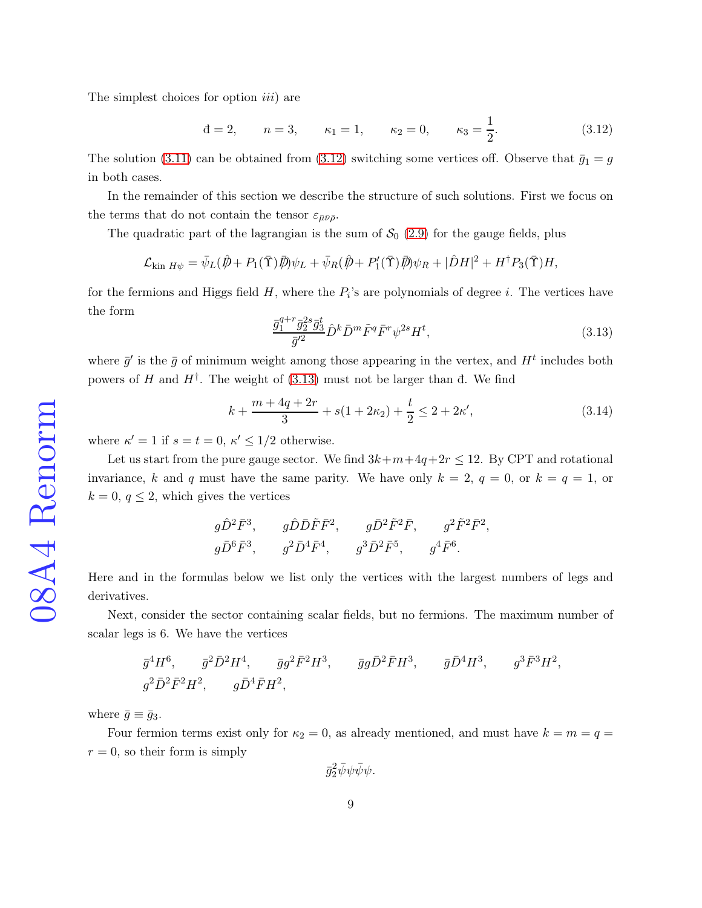The simplest choices for option *iii*) are

$$\text{đ} = 2, \qquad n = 3, \qquad \kappa_1 = 1, \qquad \kappa_2 = 0, \qquad \kappa_3 = \frac{1}{2}. \tag{3.12}$$

The solution (3.11) can be obtained from (3.12) switching some vertices off. Observe that $\bar{g}_1 = g$ in both cases.

In the remainder of this section we describe the structure of such solutions. First we focus on the terms that do not contain the tensor $\varepsilon_{\bar{\mu}\bar{\nu}\bar{\rho}}$.

The quadratic part of the lagrangian is the sum of $\mathcal{S}_0$ (2.9) for the gauge fields, plus

$$\mathcal{L}_{\text{kin } H\psi} = \bar{\psi}_L(\hat{\not{D}} + P_1(\bar{\Upsilon})\bar{\not{D}})\psi_L + \bar{\psi}_R(\hat{\not{D}} + P_1'(\bar{\Upsilon})\bar{\not{D}})\psi_R + |\hat{D}H|^2 + H^\dagger P_3(\bar{\Upsilon})H,$$

for the fermions and Higgs field $H$, where the $P_i$'s are polynomials of degree $i$. The vertices have the form

$$\frac{\bar{g}_1^{q+r}\bar{g}_2^{2s}\bar{g}_3^{t}}{\bar{g}'^2}\hat{D}^k\bar{D}^m\tilde{F}^q\bar{F}^r\psi^{2s}H^t, \tag{3.13}$$

where $\bar{g}'$ is the $\bar{g}$ of minimum weight among those appearing in the vertex, and $H^t$ includes both powers of $H$ and $H^\dagger$. The weight of (3.13) must not be larger than đ. We find

$$k + \frac{m + 4q + 2r}{3} + s(1 + 2\kappa_2) + \frac{t}{2} \leq 2 + 2\kappa', \tag{3.14}$$

where $\kappa' = 1$ if $s = t = 0$, $\kappa' \leq 1/2$ otherwise.

Let us start from the pure gauge sector. We find $3k + m + 4q + 2r \leq 12$. By CPT and rotational invariance, $k$ and $q$ must have the same parity. We have only $k = 2$, $q = 0$, or $k = q = 1$, or $k = 0$, $q \leq 2$, which gives the vertices

$$g\hat{D}^2\bar{F}^3, \qquad g\hat{D}\bar{D}\tilde{F}\bar{F}^2, \qquad g\bar{D}^2\tilde{F}^2\bar{F}, \qquad g^2\tilde{F}^2\bar{F}^2,$$
$$g\bar{D}^6\bar{F}^3, \qquad g^2\bar{D}^4\bar{F}^4, \qquad g^3\bar{D}^2\bar{F}^5, \qquad g^4\bar{F}^6.$$

Here and in the formulas below we list only the vertices with the largest numbers of legs and derivatives.

Next, consider the sector containing scalar fields, but no fermions. The maximum number of scalar legs is 6. We have the vertices

$$\bar{g}^4H^6, \qquad \bar{g}^2\bar{D}^2H^4, \qquad \bar{g}g^2\bar{F}^2H^3, \qquad \bar{g}g\bar{D}^2\bar{F}H^3, \qquad \bar{g}\bar{D}^4H^3, \qquad g^3\bar{F}^3H^2,$$
$$g^2\bar{D}^2\bar{F}^2H^2, \qquad g\bar{D}^4\bar{F}H^2,$$

where $\bar{g} \equiv \bar{g}_3$.

Four fermion terms exist only for $\kappa_2 = 0$, as already mentioned, and must have $k = m = q = r = 0$, so their form is simply

$$\bar{g}_2^2\bar{\psi}\psi\bar{\psi}\psi.$$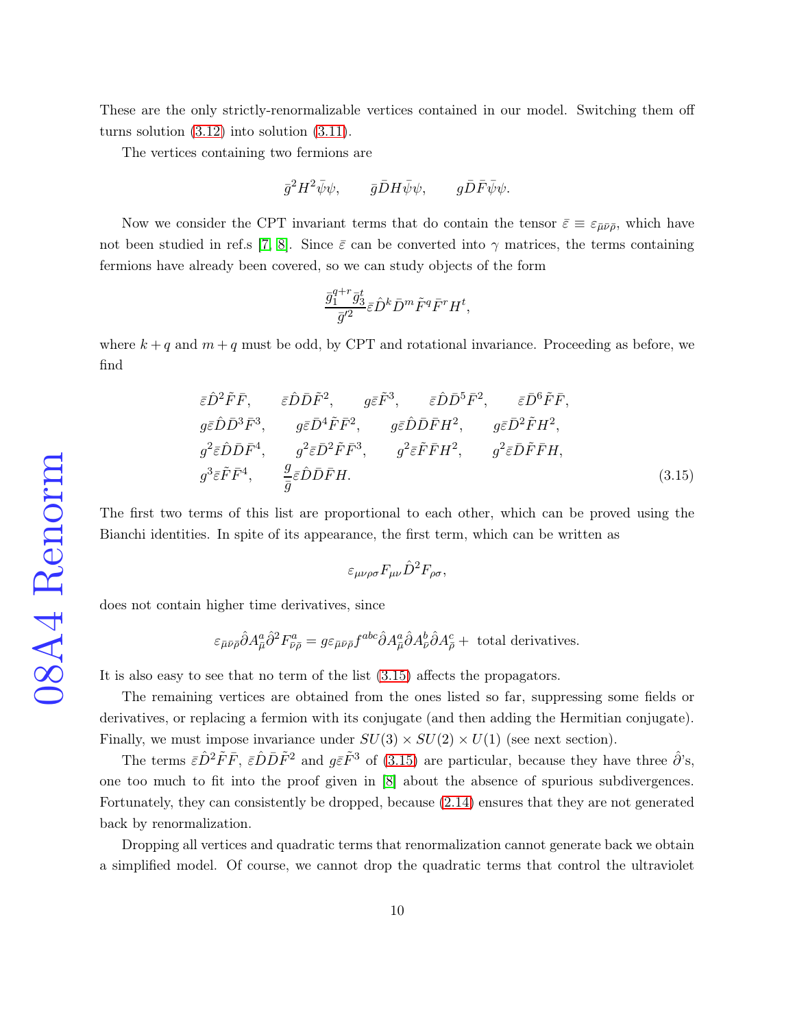These are the only strictly-renormalizable vertices contained in our model. Switching them off turns solution (3.12) into solution (3.11).

The vertices containing two fermions are

$$\bar{g}^2 H^2 \bar{\psi}\psi, \qquad \bar{g}\bar{D}H\bar{\psi}\psi, \qquad g\bar{D}\bar{F}\bar{\psi}\psi.$$

Now we consider the CPT invariant terms that do contain the tensor $\bar{\varepsilon} \equiv \varepsilon_{\bar{\mu}\bar{\nu}\bar{\rho}}$, which have not been studied in ref.s [7, 8]. Since $\bar{\varepsilon}$ can be converted into $\gamma$ matrices, the terms containing fermions have already been covered, so we can study objects of the form

$$\frac{\bar{g}_1^{q+r}\bar{g}_3^t}{\bar{g}'^2}\bar{\varepsilon}\hat{D}^k\bar{D}^m\tilde{F}^q\bar{F}^r H^t,$$

where $k+q$ and $m+q$ must be odd, by CPT and rotational invariance. Proceeding as before, we find

$$\begin{array}{lllll}
\bar{\varepsilon}\hat{D}^2\tilde{F}\bar{F}, & \bar{\varepsilon}\hat{D}\bar{D}\tilde{F}^2, & g\bar{\varepsilon}\tilde{F}^3, & \bar{\varepsilon}\hat{D}\bar{D}^5\bar{F}^2, & \bar{\varepsilon}\bar{D}^6\tilde{F}\bar{F}, \\
g\bar{\varepsilon}\hat{D}\bar{D}^3\bar{F}^3, & g\bar{\varepsilon}\bar{D}^4\tilde{F}\bar{F}^2, & g\bar{\varepsilon}\hat{D}\bar{D}\bar{F}H^2, & g\bar{\varepsilon}\bar{D}^2\tilde{F}H^2, & \\
g^2\bar{\varepsilon}\hat{D}\bar{D}\bar{F}^4, & g^2\bar{\varepsilon}\bar{D}^2\tilde{F}\bar{F}^3, & g^2\bar{\varepsilon}\tilde{F}\bar{F}H^2, & g^2\bar{\varepsilon}\bar{D}\tilde{F}\bar{F}H, & \\
g^3\bar{\varepsilon}\tilde{F}\bar{F}^4, & \dfrac{g}{\bar{g}}\bar{\varepsilon}\hat{D}\bar{D}\bar{F}H. & & &
\end{array} \tag{3.15}$$

The first two terms of this list are proportional to each other, which can be proved using the Bianchi identities. In spite of its appearance, the first term, which can be written as

$$\varepsilon_{\mu\nu\rho\sigma}F_{\mu\nu}\hat{D}^2F_{\rho\sigma},$$

does not contain higher time derivatives, since

$$\varepsilon_{\bar{\mu}\bar{\nu}\bar{\rho}}\hat{\partial}A^a_{\bar{\mu}}\hat{\partial}^2F^a_{\bar{\nu}\bar{\rho}} = g\varepsilon_{\bar{\mu}\bar{\nu}\bar{\rho}}f^{abc}\hat{\partial}A^a_{\bar{\mu}}\hat{\partial}A^b_{\bar{\nu}}\hat{\partial}A^c_{\bar{\rho}} + \text{ total derivatives.}$$

It is also easy to see that no term of the list (3.15) affects the propagators.

The remaining vertices are obtained from the ones listed so far, suppressing some fields or derivatives, or replacing a fermion with its conjugate (and then adding the Hermitian conjugate). Finally, we must impose invariance under $SU(3)\times SU(2)\times U(1)$ (see next section).

The terms $\bar{\varepsilon}\hat{D}^2\tilde{F}\bar{F}$, $\bar{\varepsilon}\hat{D}\bar{D}\tilde{F}^2$ and $g\bar{\varepsilon}\tilde{F}^3$ of (3.15) are particular, because they have three $\hat{\partial}$'s, one too much to fit into the proof given in [8] about the absence of spurious subdivergences. Fortunately, they can consistently be dropped, because (2.14) ensures that they are not generated back by renormalization.

Dropping all vertices and quadratic terms that renormalization cannot generate back we obtain a simplified model. Of course, we cannot drop the quadratic terms that control the ultraviolet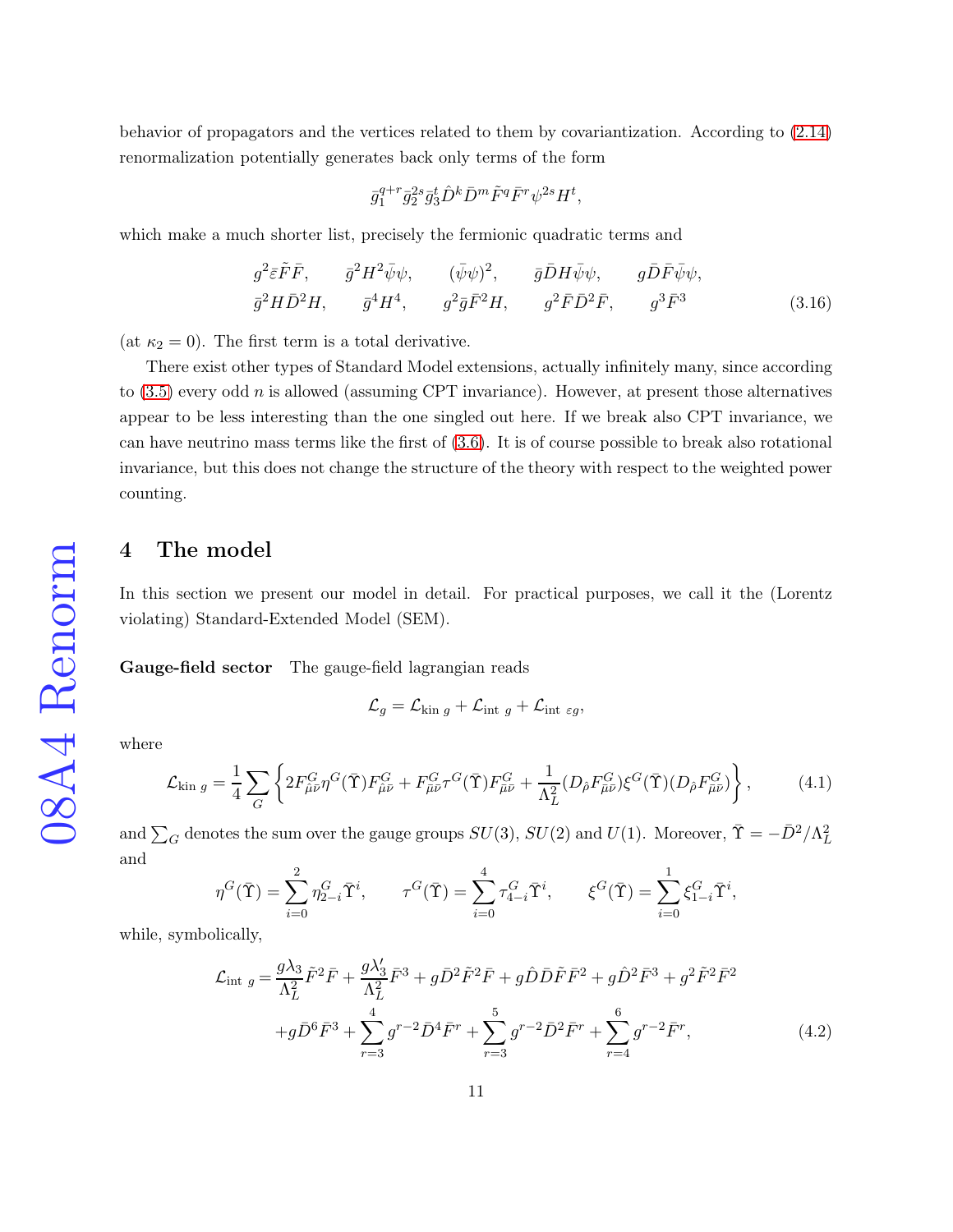behavior of propagators and the vertices related to them by covariantization. According to (2.14) renormalization potentially generates back only terms of the form

$$\bar{g}_1^{q+r}\bar{g}_2^{2s}\bar{g}_3^{t}\hat{D}^k\bar{D}^m\tilde{F}^q\bar{F}^r\psi^{2s}H^t,$$

which make a much shorter list, precisely the fermionic quadratic terms and

$$\begin{array}{ccccc} g^2\bar{\varepsilon}\tilde{F}\bar{F}, & \bar{g}^2H^2\bar{\psi}\psi, & (\bar{\psi}\psi)^2, & \bar{g}\bar{D}H\bar{\psi}\psi, & g\bar{D}\bar{F}\bar{\psi}\psi, \\ \bar{g}^2H\bar{D}^2H, & \bar{g}^4H^4, & g^2\bar{g}\bar{F}^2H, & g^2\bar{F}\bar{D}^2\bar{F}, & g^3\bar{F}^3 \end{array} \tag{3.16}$$

(at $\kappa_2 = 0$). The first term is a total derivative.

There exist other types of Standard Model extensions, actually infinitely many, since according to (3.5) every odd $n$ is allowed (assuming CPT invariance). However, at present those alternatives appear to be less interesting than the one singled out here. If we break also CPT invariance, we can have neutrino mass terms like the first of (3.6). It is of course possible to break also rotational invariance, but this does not change the structure of the theory with respect to the weighted power counting.

# 4 The model

In this section we present our model in detail. For practical purposes, we call it the (Lorentz violating) Standard-Extended Model (SEM).

**Gauge-field sector** The gauge-field lagrangian reads

$$\mathcal{L}_g = \mathcal{L}_{\text{kin }g} + \mathcal{L}_{\text{int }g} + \mathcal{L}_{\text{int }\varepsilon g},$$

where

$$\mathcal{L}_{\text{kin }g} = \frac{1}{4}\sum_G\left\{2F^G_{\hat{\mu}\bar{\nu}}\eta^G(\bar{\Upsilon})F^G_{\hat{\mu}\bar{\nu}} + F^G_{\bar{\mu}\bar{\nu}}\tau^G(\bar{\Upsilon})F^G_{\bar{\mu}\bar{\nu}} + \frac{1}{\Lambda_L^2}(D_{\hat{\rho}}F^G_{\bar{\mu}\bar{\nu}})\xi^G(\bar{\Upsilon})(D_{\hat{\rho}}F^G_{\bar{\mu}\bar{\nu}})\right\}, \tag{4.1}$$

and $\sum_G$ denotes the sum over the gauge groups $SU(3)$, $SU(2)$ and $U(1)$. Moreover, $\bar{\Upsilon} = -\bar{D}^2/\Lambda_L^2$ and

$$\eta^G(\bar{\Upsilon}) = \sum_{i=0}^{2}\eta^G_{2-i}\bar{\Upsilon}^i, \qquad \tau^G(\bar{\Upsilon}) = \sum_{i=0}^{4}\tau^G_{4-i}\bar{\Upsilon}^i, \qquad \xi^G(\bar{\Upsilon}) = \sum_{i=0}^{1}\xi^G_{1-i}\bar{\Upsilon}^i,$$

while, symbolically,

$$\begin{aligned}\mathcal{L}_{\text{int }g} = {} & \frac{g\lambda_3}{\Lambda_L^2}\tilde{F}^2\bar{F} + \frac{g\lambda_3'}{\Lambda_L^2}\bar{F}^3 + g\bar{D}^2\tilde{F}^2\bar{F} + g\hat{D}\bar{D}\tilde{F}\bar{F}^2 + g\hat{D}^2\bar{F}^3 + g^2\tilde{F}^2\bar{F}^2 \\ & + g\bar{D}^6\bar{F}^3 + \sum_{r=3}^{4}g^{r-2}\bar{D}^4\bar{F}^r + \sum_{r=3}^{5}g^{r-2}\bar{D}^2\bar{F}^r + \sum_{r=4}^{6}g^{r-2}\bar{F}^r,\end{aligned} \tag{4.2}$$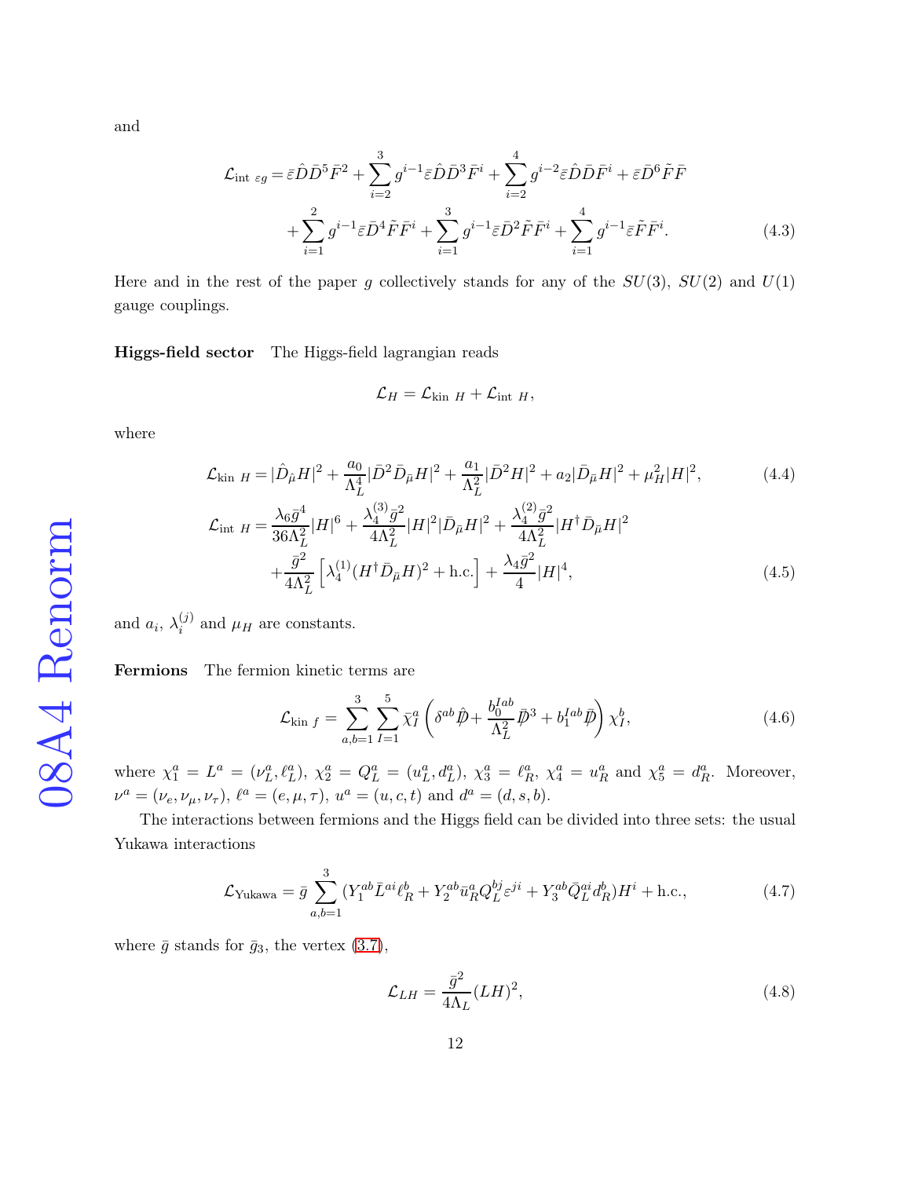and

$$
\mathcal{L}_{\text{int }\varepsilon g} = \bar{\varepsilon}\hat{D}\bar{D}^5\bar{F}^2 + \sum_{i=2}^{3} g^{i-1}\bar{\varepsilon}\hat{D}\bar{D}^3\bar{F}^i + \sum_{i=2}^{4} g^{i-2}\bar{\varepsilon}\hat{D}\bar{D}\bar{F}^i + \bar{\varepsilon}\bar{D}^6\tilde{F}\bar{F}
$$
$$
+\sum_{i=1}^{2} g^{i-1}\bar{\varepsilon}\bar{D}^4\tilde{F}\bar{F}^i + \sum_{i=1}^{3} g^{i-1}\bar{\varepsilon}\bar{D}^2\tilde{F}\bar{F}^i + \sum_{i=1}^{4} g^{i-1}\bar{\varepsilon}\tilde{F}\bar{F}^i. \tag{4.3}
$$

Here and in the rest of the paper $g$ collectively stands for any of the $SU(3)$, $SU(2)$ and $U(1)$ gauge couplings.

**Higgs-field sector** The Higgs-field lagrangian reads

$$
\mathcal{L}_H = \mathcal{L}_{\text{kin }H} + \mathcal{L}_{\text{int }H},
$$

where

$$
\mathcal{L}_{\text{kin }H} = |\hat{D}_{\hat{\mu}}H|^2 + \frac{a_0}{\Lambda_L^4}|\bar{D}^2\bar{D}_{\bar{\mu}}H|^2 + \frac{a_1}{\Lambda_L^2}|\bar{D}^2H|^2 + a_2|\bar{D}_{\bar{\mu}}H|^2 + \mu_H^2|H|^2, \tag{4.4}
$$

$$
\mathcal{L}_{\text{int }H} = \frac{\lambda_6\bar{g}^4}{36\Lambda_L^2}|H|^6 + \frac{\lambda_4^{(3)}\bar{g}^2}{4\Lambda_L^2}|H|^2|\bar{D}_{\bar{\mu}}H|^2 + \frac{\lambda_4^{(2)}\bar{g}^2}{4\Lambda_L^2}|H^\dagger\bar{D}_{\bar{\mu}}H|^2
$$
$$
+\frac{\bar{g}^2}{4\Lambda_L^2}\left[\lambda_4^{(1)}(H^\dagger\bar{D}_{\bar{\mu}}H)^2 + \text{h.c.}\right] + \frac{\lambda_4\bar{g}^2}{4}|H|^4, \tag{4.5}
$$

and $a_i$, $\lambda_i^{(j)}$ and $\mu_H$ are constants.

**Fermions** The fermion kinetic terms are

$$
\mathcal{L}_{\text{kin }f} = \sum_{a,b=1}^{3}\sum_{I=1}^{5}\bar{\chi}_I^a\left(\delta^{ab}\hat{\not{D}} + \frac{b_0^{Iab}}{\Lambda_L^2}\bar{\not{D}}^3 + b_1^{Iab}\bar{\not{D}}\right)\chi_I^b, \tag{4.6}
$$

where $\chi_1^a = L^a = (\nu_L^a, \ell_L^a)$, $\chi_2^a = Q_L^a = (u_L^a, d_L^a)$, $\chi_3^a = \ell_R^a$, $\chi_4^a = u_R^a$ and $\chi_5^a = d_R^a$. Moreover, $\nu^a = (\nu_e, \nu_\mu, \nu_\tau)$, $\ell^a = (e, \mu, \tau)$, $u^a = (u, c, t)$ and $d^a = (d, s, b)$.

The interactions between fermions and the Higgs field can be divided into three sets: the usual Yukawa interactions

$$
\mathcal{L}_{\text{Yukawa}} = \bar{g}\sum_{a,b=1}^{3}(Y_1^{ab}\bar{L}^{ai}\ell_R^b + Y_2^{ab}\bar{u}_R^a Q_L^{bj}\varepsilon^{ji} + Y_3^{ab}\bar{Q}_L^{ai}d_R^b)H^i + \text{h.c.}, \tag{4.7}
$$

where $\bar{g}$ stands for $\bar{g}_3$, the vertex (3.7),

$$
\mathcal{L}_{LH} = \frac{\bar{g}^2}{4\Lambda_L}(LH)^2, \tag{4.8}
$$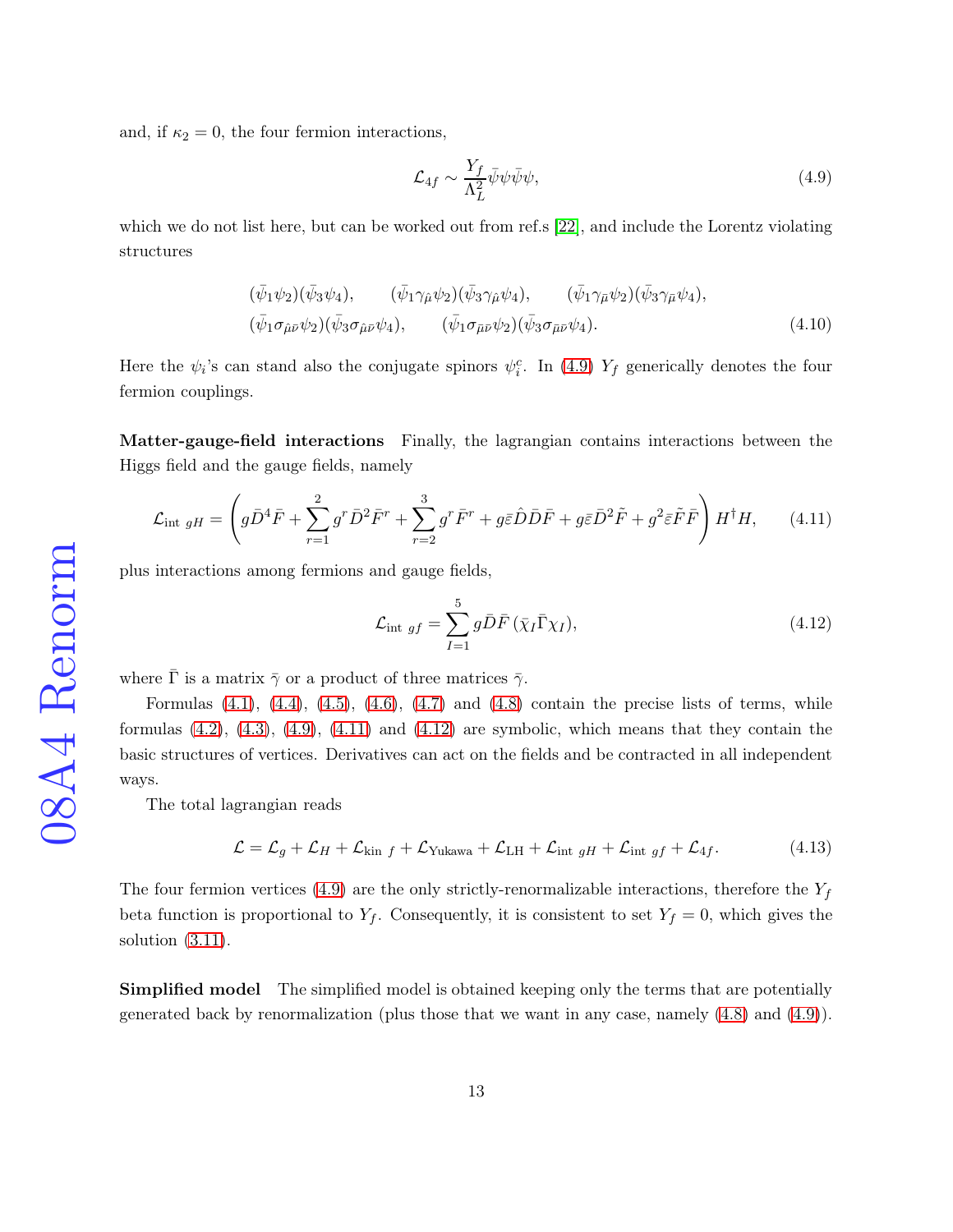and, if $\kappa_2 = 0$, the four fermion interactions,

$$\mathcal{L}_{4f} \sim \frac{Y_f}{\Lambda_L^2} \bar{\psi}\psi\bar{\psi}\psi, \tag{4.9}$$

which we do not list here, but can be worked out from ref.s [22], and include the Lorentz violating structures

$$\begin{array}{lll} (\bar{\psi}_1\psi_2)(\bar{\psi}_3\psi_4), & (\bar{\psi}_1\gamma_{\hat{\mu}}\psi_2)(\bar{\psi}_3\gamma_{\hat{\mu}}\psi_4), & (\bar{\psi}_1\gamma_{\bar{\mu}}\psi_2)(\bar{\psi}_3\gamma_{\bar{\mu}}\psi_4), \\ (\bar{\psi}_1\sigma_{\hat{\mu}\bar{\nu}}\psi_2)(\bar{\psi}_3\sigma_{\hat{\mu}\bar{\nu}}\psi_4), & (\bar{\psi}_1\sigma_{\bar{\mu}\bar{\nu}}\psi_2)(\bar{\psi}_3\sigma_{\bar{\mu}\bar{\nu}}\psi_4). & \end{array} \tag{4.10}$$

Here the $\psi_i$'s can stand also the conjugate spinors $\psi_i^c$. In (4.9) $Y_f$ generically denotes the four fermion couplings.

**Matter-gauge-field interactions** Finally, the lagrangian contains interactions between the Higgs field and the gauge fields, namely

$$\mathcal{L}_{\text{int } gH} = \left( g\bar{D}^4\bar{F} + \sum_{r=1}^{2} g^r\bar{D}^2\bar{F}^r + \sum_{r=2}^{3} g^r\bar{F}^r + g\bar{\varepsilon}\hat{D}\bar{D}\bar{F} + g\bar{\varepsilon}\bar{D}^2\tilde{F} + g^2\bar{\varepsilon}\tilde{F}\bar{F} \right) H^\dagger H, \tag{4.11}$$

plus interactions among fermions and gauge fields,

$$\mathcal{L}_{\text{int } gf} = \sum_{I=1}^{5} g\bar{D}\bar{F}\,(\bar{\chi}_I\bar{\Gamma}\chi_I), \tag{4.12}$$

where $\bar{\Gamma}$ is a matrix $\bar{\gamma}$ or a product of three matrices $\bar{\gamma}$.

Formulas (4.1), (4.4), (4.5), (4.6), (4.7) and (4.8) contain the precise lists of terms, while formulas (4.2), (4.3), (4.9), (4.11) and (4.12) are symbolic, which means that they contain the basic structures of vertices. Derivatives can act on the fields and be contracted in all independent ways.

The total lagrangian reads

$$\mathcal{L} = \mathcal{L}_g + \mathcal{L}_H + \mathcal{L}_{\text{kin } f} + \mathcal{L}_{\text{Yukawa}} + \mathcal{L}_{\text{LH}} + \mathcal{L}_{\text{int } gH} + \mathcal{L}_{\text{int } gf} + \mathcal{L}_{4f}. \tag{4.13}$$

The four fermion vertices (4.9) are the only strictly-renormalizable interactions, therefore the $Y_f$ beta function is proportional to $Y_f$. Consequently, it is consistent to set $Y_f = 0$, which gives the solution (3.11).

**Simplified model** The simplified model is obtained keeping only the terms that are potentially generated back by renormalization (plus those that we want in any case, namely (4.8) and (4.9)).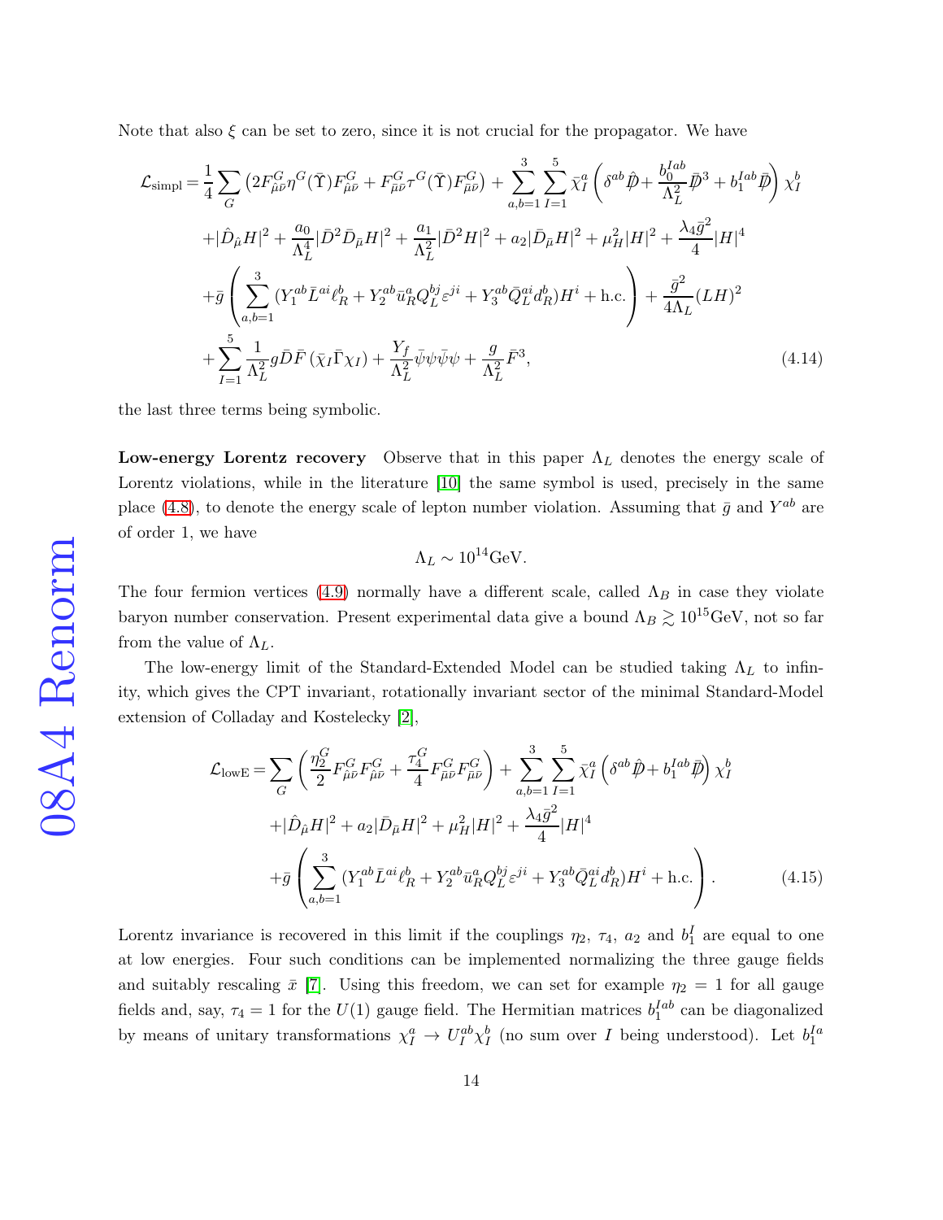Note that also $\xi$ can be set to zero, since it is not crucial for the propagator. We have

$$
\begin{aligned}
\mathcal{L}_{\rm simpl} = & \frac{1}{4}\sum_G \left(2F^G_{\hat{\mu}\bar{\nu}}\eta^G(\bar{\Upsilon})F^G_{\hat{\mu}\bar{\nu}} + F^G_{\bar{\mu}\bar{\nu}}\tau^G(\bar{\Upsilon})F^G_{\bar{\mu}\bar{\nu}}\right) + \sum_{a,b=1}^{3}\sum_{I=1}^{5}\bar{\chi}^a_I\left(\delta^{ab}\hat{\not{D}} + \frac{b_0^{Iab}}{\Lambda_L^2}\bar{\not{D}}^3 + b_1^{Iab}\bar{\not{D}}\right)\chi^b_I \\
& + |\hat{D}_{\hat{\mu}}H|^2 + \frac{a_0}{\Lambda_L^4}|\bar{D}^2\bar{D}_{\bar{\mu}}H|^2 + \frac{a_1}{\Lambda_L^2}|\bar{D}^2H|^2 + a_2|\bar{D}_{\bar{\mu}}H|^2 + \mu_H^2|H|^2 + \frac{\lambda_4\bar{g}^2}{4}|H|^4 \\
& + \bar{g}\left(\sum_{a,b=1}^{3}(Y_1^{ab}\bar{L}^{ai}\ell^b_R + Y_2^{ab}\bar{u}^a_R Q^{bj}_L\varepsilon^{ji} + Y_3^{ab}\bar{Q}^{ai}_L d^b_R)H^i + \text{h.c.}\right) + \frac{\bar{g}^2}{4\Lambda_L}(LH)^2 \\
& + \sum_{I=1}^{5}\frac{1}{\Lambda_L^2}g\bar{D}\bar{F}\left(\bar{\chi}_I\Gamma\chi_I\right) + \frac{Y_f}{\Lambda_L^2}\bar{\psi}\psi\bar{\psi}\psi + \frac{g}{\Lambda_L^2}\bar{F}^3,
\end{aligned} \tag{4.14}
$$

the last three terms being symbolic.

**Low-energy Lorentz recovery** Observe that in this paper $\Lambda_L$ denotes the energy scale of Lorentz violations, while in the literature [10] the same symbol is used, precisely in the same place (4.8), to denote the energy scale of lepton number violation. Assuming that $\bar{g}$ and $Y^{ab}$ are of order 1, we have

$$\Lambda_L \sim 10^{14}\text{GeV}.$$

The four fermion vertices (4.9) normally have a different scale, called $\Lambda_B$ in case they violate baryon number conservation. Present experimental data give a bound $\Lambda_B \gtrsim 10^{15}$GeV, not so far from the value of $\Lambda_L$.

The low-energy limit of the Standard-Extended Model can be studied taking $\Lambda_L$ to infinity, which gives the CPT invariant, rotationally invariant sector of the minimal Standard-Model extension of Colladay and Kostelecky [2],

$$
\begin{aligned}
\mathcal{L}_{\rm lowE} = & \sum_G \left(\frac{\eta_2^G}{2}F^G_{\hat{\mu}\bar{\nu}}F^G_{\hat{\mu}\bar{\nu}} + \frac{\tau_4^G}{4}F^G_{\bar{\mu}\bar{\nu}}F^G_{\bar{\mu}\bar{\nu}}\right) + \sum_{a,b=1}^{3}\sum_{I=1}^{5}\bar{\chi}^a_I\left(\delta^{ab}\hat{\not{D}} + b_1^{Iab}\bar{\not{D}}\right)\chi^b_I \\
& + |\hat{D}_{\hat{\mu}}H|^2 + a_2|\bar{D}_{\bar{\mu}}H|^2 + \mu_H^2|H|^2 + \frac{\lambda_4\bar{g}^2}{4}|H|^4 \\
& + \bar{g}\left(\sum_{a,b=1}^{3}(Y_1^{ab}\bar{L}^{ai}\ell^b_R + Y_2^{ab}\bar{u}^a_R Q^{bj}_L\varepsilon^{ji} + Y_3^{ab}\bar{Q}^{ai}_L d^b_R)H^i + \text{h.c.}\right).
\end{aligned} \tag{4.15}
$$

Lorentz invariance is recovered in this limit if the couplings $\eta_2$, $\tau_4$, $a_2$ and $b_1^I$ are equal to one at low energies. Four such conditions can be implemented normalizing the three gauge fields and suitably rescaling $\bar{x}$ [7]. Using this freedom, we can set for example $\eta_2 = 1$ for all gauge fields and, say, $\tau_4 = 1$ for the $U(1)$ gauge field. The Hermitian matrices $b_1^{Iab}$ can be diagonalized by means of unitary transformations $\chi^a_I \rightarrow U^{ab}_I\chi^b_I$ (no sum over $I$ being understood). Let $b_1^{Ia}$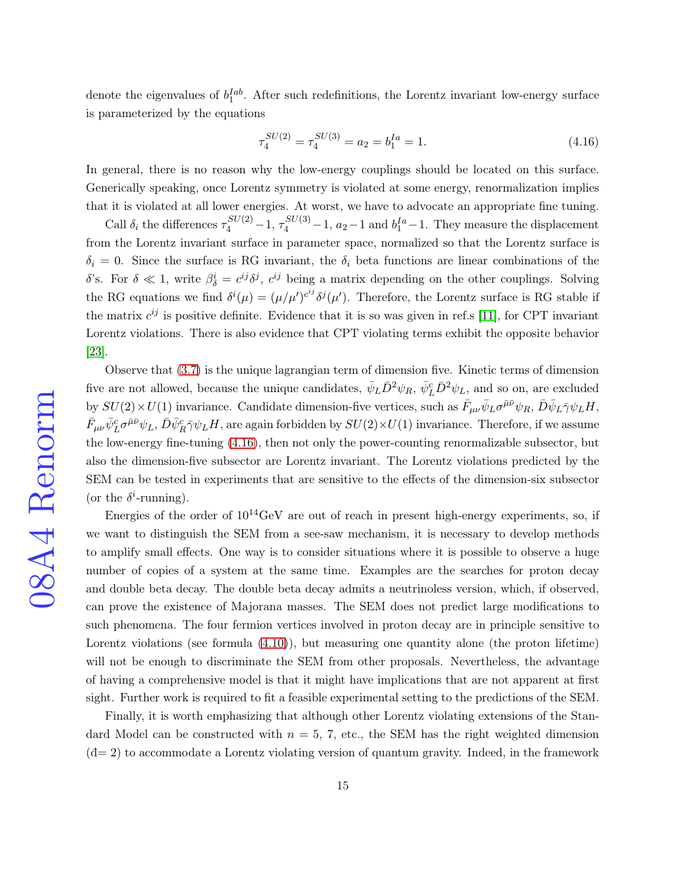denote the eigenvalues of $b_1^{Iab}$. After such redefinitions, the Lorentz invariant low-energy surface is parameterized by the equations

$$\tau_4^{SU(2)} = \tau_4^{SU(3)} = a_2 = b_1^{Ia} = 1. \tag{4.16}$$

In general, there is no reason why the low-energy couplings should be located on this surface. Generically speaking, once Lorentz symmetry is violated at some energy, renormalization implies that it is violated at all lower energies. At worst, we have to advocate an appropriate fine tuning.

Call $\delta_i$ the differences $\tau_4^{SU(2)}-1$, $\tau_4^{SU(3)}-1$, $a_2-1$ and $b_1^{Ia}-1$. They measure the displacement from the Lorentz invariant surface in parameter space, normalized so that the Lorentz surface is $\delta_i = 0$. Since the surface is RG invariant, the $\delta_i$ beta functions are linear combinations of the $\delta$'s. For $\delta \ll 1$, write $\beta_\delta^i = c^{ij}\delta^j$, $c^{ij}$ being a matrix depending on the other couplings. Solving the RG equations we find $\delta^i(\mu) = (\mu/\mu')^{c^{ij}}\delta^j(\mu')$. Therefore, the Lorentz surface is RG stable if the matrix $c^{ij}$ is positive definite. Evidence that it is so was given in ref.s [11], for CPT invariant Lorentz violations. There is also evidence that CPT violating terms exhibit the opposite behavior [23].

Observe that (3.7) is the unique lagrangian term of dimension five. Kinetic terms of dimension five are not allowed, because the unique candidates, $\bar{\psi}_L\bar{D}^2\psi_R$, $\bar{\psi}_L^c\bar{D}^2\psi_L$, and so on, are excluded by $SU(2)\times U(1)$ invariance. Candidate dimension-five vertices, such as $\bar{F}_{\mu\nu}\bar{\psi}_L\sigma^{\bar{\mu}\bar{\nu}}\psi_R$, $\bar{D}\bar{\psi}_L\bar{\gamma}\psi_L H$, $\bar{F}_{\mu\nu}\bar{\psi}_L^c\sigma^{\bar{\mu}\bar{\nu}}\psi_L$, $\bar{D}\bar{\psi}_R^c\bar{\gamma}\psi_L H$, are again forbidden by $SU(2)\times U(1)$ invariance. Therefore, if we assume the low-energy fine-tuning (4.16), then not only the power-counting renormalizable subsector, but also the dimension-five subsector are Lorentz invariant. The Lorentz violations predicted by the SEM can be tested in experiments that are sensitive to the effects of the dimension-six subsector (or the $\delta^i$-running).

Energies of the order of $10^{14}$GeV are out of reach in present high-energy experiments, so, if we want to distinguish the SEM from a see-saw mechanism, it is necessary to develop methods to amplify small effects. One way is to consider situations where it is possible to observe a huge number of copies of a system at the same time. Examples are the searches for proton decay and double beta decay. The double beta decay admits a neutrinoless version, which, if observed, can prove the existence of Majorana masses. The SEM does not predict large modifications to such phenomena. The four fermion vertices involved in proton decay are in principle sensitive to Lorentz violations (see formula (4.10)), but measuring one quantity alone (the proton lifetime) will not be enough to discriminate the SEM from other proposals. Nevertheless, the advantage of having a comprehensive model is that it might have implications that are not apparent at first sight. Further work is required to fit a feasible experimental setting to the predictions of the SEM.

Finally, it is worth emphasizing that although other Lorentz violating extensions of the Standard Model can be constructed with $n = 5$, 7, etc., the SEM has the right weighted dimension ($\bar{d}= 2$) to accommodate a Lorentz violating version of quantum gravity. Indeed, in the framework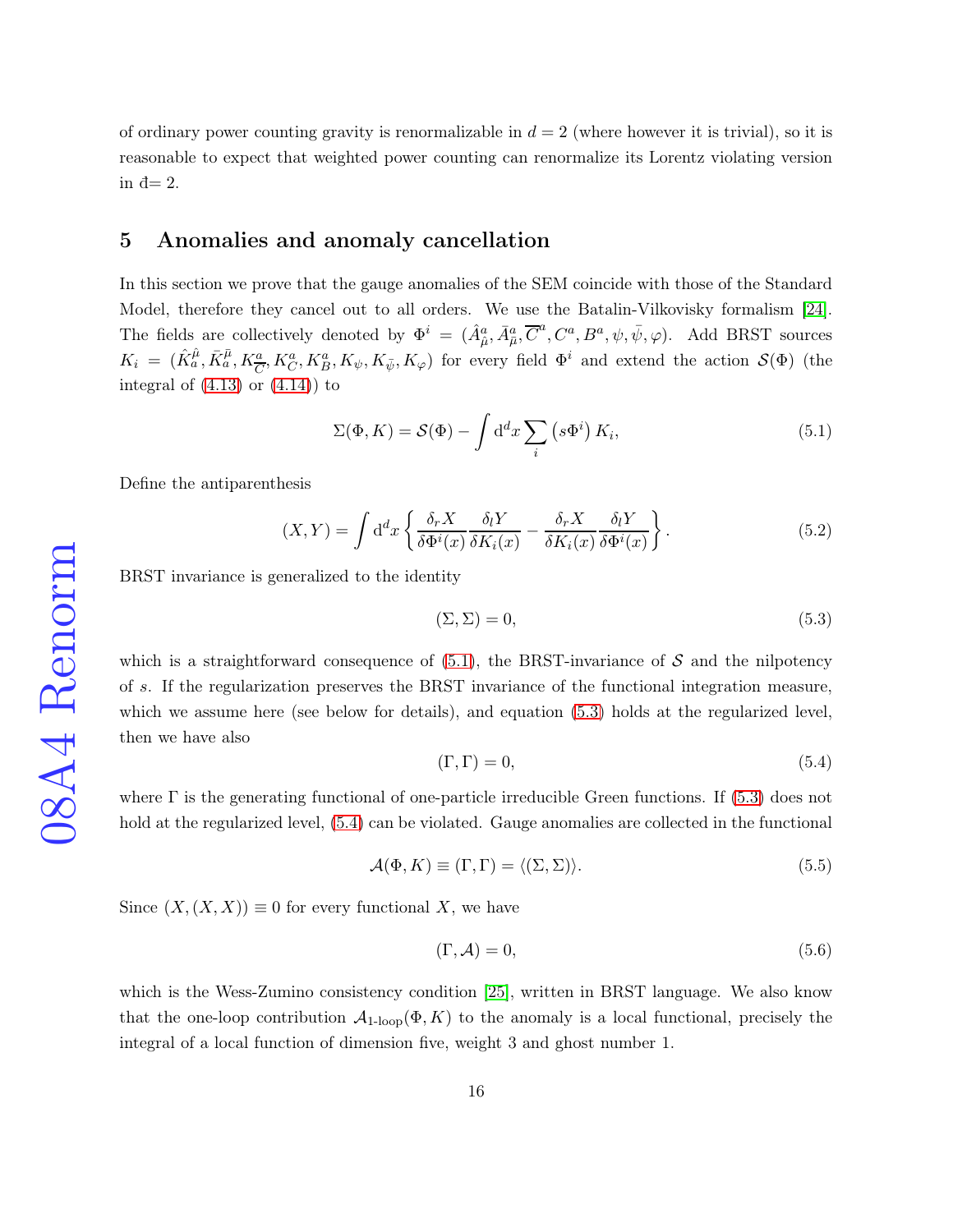of ordinary power counting gravity is renormalizable in $d = 2$ (where however it is trivial), so it is reasonable to expect that weighted power counting can renormalize its Lorentz violating version in $\bar{d}= 2$.

## 5 Anomalies and anomaly cancellation

In this section we prove that the gauge anomalies of the SEM coincide with those of the Standard Model, therefore they cancel out to all orders. We use the Batalin-Vilkovisky formalism [24]. The fields are collectively denoted by $\Phi^i = (\hat{A}^a_{\hat{\mu}}, \bar{A}^a_{\bar{\mu}}, \overline{C}^a, C^a, B^a, \psi, \bar{\psi}, \varphi)$. Add BRST sources $K_i = (\hat{K}^{\hat{\mu}}_a, \bar{K}^{\bar{\mu}}_a, K^a_{\overline{C}}, K^a_C, K^a_B, K_\psi, K_{\bar{\psi}}, K_\varphi)$ for every field $\Phi^i$ and extend the action $\mathcal{S}(\Phi)$ (the integral of (4.13) or (4.14)) to

$$\Sigma(\Phi, K) = \mathcal{S}(\Phi) - \int \mathrm{d}^d x \sum_i \left(s\Phi^i\right) K_i, \tag{5.1}$$

Define the antiparenthesis

$$(X, Y) = \int \mathrm{d}^d x \left\{ \frac{\delta_r X}{\delta \Phi^i(x)} \frac{\delta_l Y}{\delta K_i(x)} - \frac{\delta_r X}{\delta K_i(x)} \frac{\delta_l Y}{\delta \Phi^i(x)} \right\}. \tag{5.2}$$

BRST invariance is generalized to the identity

$$(\Sigma, \Sigma) = 0, \tag{5.3}$$

which is a straightforward consequence of (5.1), the BRST-invariance of $\mathcal{S}$ and the nilpotency of $s$. If the regularization preserves the BRST invariance of the functional integration measure, which we assume here (see below for details), and equation (5.3) holds at the regularized level, then we have also

$$(\Gamma, \Gamma) = 0, \tag{5.4}$$

where $\Gamma$ is the generating functional of one-particle irreducible Green functions. If (5.3) does not hold at the regularized level, (5.4) can be violated. Gauge anomalies are collected in the functional

$$\mathcal{A}(\Phi, K) \equiv (\Gamma, \Gamma) = \langle(\Sigma, \Sigma)\rangle. \tag{5.5}$$

Since $(X, (X, X)) \equiv 0$ for every functional $X$, we have

$$(\Gamma, \mathcal{A}) = 0, \tag{5.6}$$

which is the Wess-Zumino consistency condition [25], written in BRST language. We also know that the one-loop contribution $\mathcal{A}_{\text{1-loop}}(\Phi, K)$ to the anomaly is a local functional, precisely the integral of a local function of dimension five, weight 3 and ghost number 1.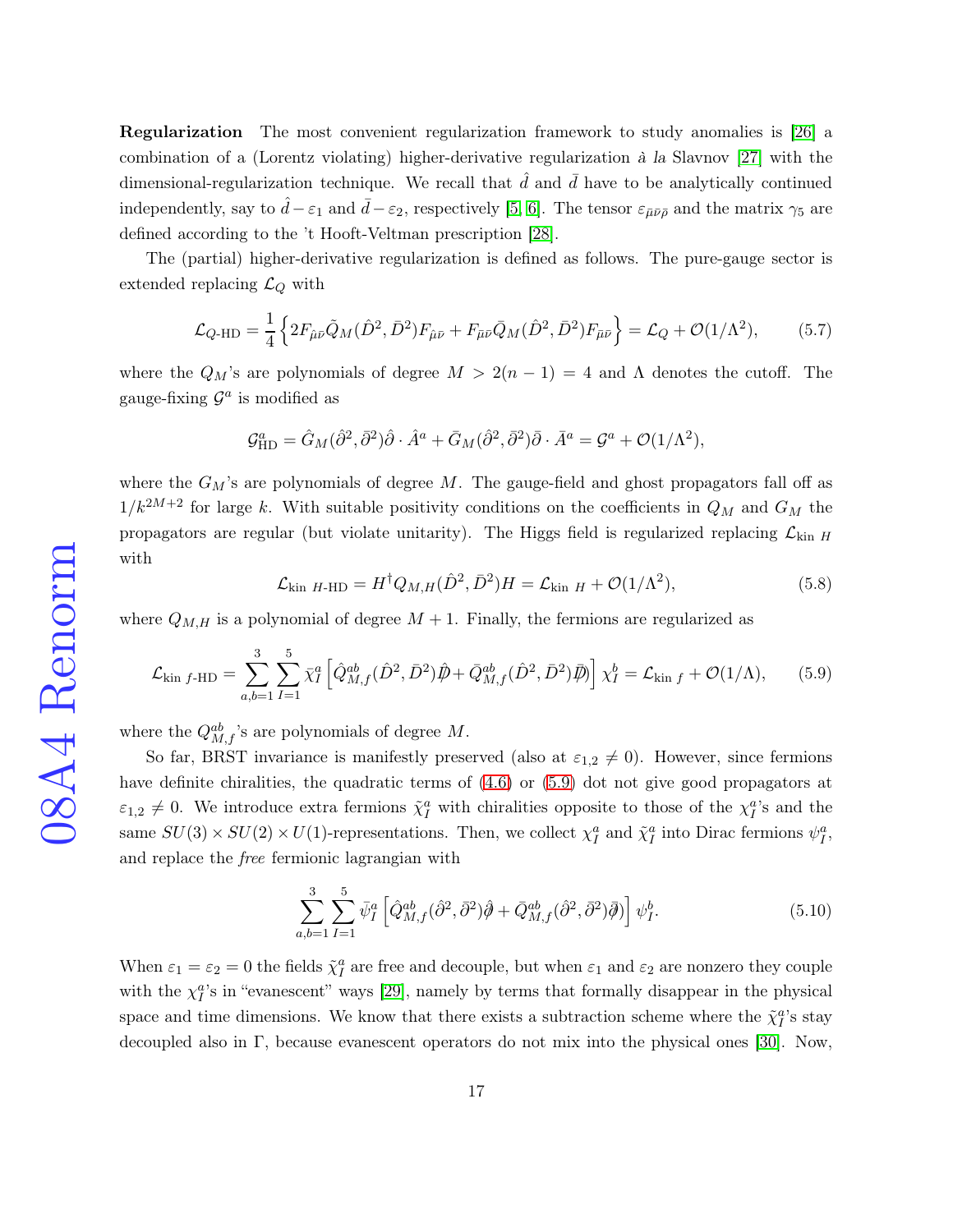**Regularization** The most convenient regularization framework to study anomalies is [26] a combination of a (Lorentz violating) higher-derivative regularization *à la* Slavnov [27] with the dimensional-regularization technique. We recall that $\hat{d}$ and $\bar{d}$ have to be analytically continued independently, say to $\hat{d}-\varepsilon_1$ and $\bar{d}-\varepsilon_2$, respectively [5, 6]. The tensor $\varepsilon_{\bar{\mu}\bar{\nu}\bar{\rho}}$ and the matrix $\gamma_5$ are defined according to the 't Hooft-Veltman prescription [28].

The (partial) higher-derivative regularization is defined as follows. The pure-gauge sector is extended replacing $\mathcal{L}_Q$ with

$$\mathcal{L}_{Q\text{-HD}} = \frac{1}{4}\left\{2F_{\hat{\mu}\bar{\nu}}\tilde{Q}_M(\hat{D}^2,\bar{D}^2)F_{\hat{\mu}\bar{\nu}} + F_{\bar{\mu}\bar{\nu}}\bar{Q}_M(\hat{D}^2,\bar{D}^2)F_{\bar{\mu}\bar{\nu}}\right\} = \mathcal{L}_Q + \mathcal{O}(1/\Lambda^2), \tag{5.7}$$

where the $Q_M$'s are polynomials of degree $M > 2(n-1) = 4$ and $\Lambda$ denotes the cutoff. The gauge-fixing $\mathcal{G}^a$ is modified as

$$\mathcal{G}^a_{\text{HD}} = \hat{G}_M(\hat{\partial}^2,\bar{\partial}^2)\hat{\partial}\cdot\hat{A}^a + \bar{G}_M(\hat{\partial}^2,\bar{\partial}^2)\bar{\partial}\cdot\bar{A}^a = \mathcal{G}^a + \mathcal{O}(1/\Lambda^2),$$

where the $G_M$'s are polynomials of degree $M$. The gauge-field and ghost propagators fall off as $1/k^{2M+2}$ for large $k$. With suitable positivity conditions on the coefficients in $Q_M$ and $G_M$ the propagators are regular (but violate unitarity). The Higgs field is regularized replacing $\mathcal{L}_{\text{kin }H}$ with

$$\mathcal{L}_{\text{kin }H\text{-HD}} = H^\dagger Q_{M,H}(\hat{D}^2,\bar{D}^2)H = \mathcal{L}_{\text{kin }H} + \mathcal{O}(1/\Lambda^2), \tag{5.8}$$

where $Q_{M,H}$ is a polynomial of degree $M+1$. Finally, the fermions are regularized as

$$\mathcal{L}_{\text{kin }f\text{-HD}} = \sum_{a,b=1}^{3}\sum_{I=1}^{5}\bar{\chi}^a_I\left[\hat{Q}^{ab}_{M,f}(\hat{D}^2,\bar{D}^2)\hat{\not{D}} + \bar{Q}^{ab}_{M,f}(\hat{D}^2,\bar{D}^2)\bar{\not{D}}\right]\chi^b_I = \mathcal{L}_{\text{kin }f} + \mathcal{O}(1/\Lambda), \tag{5.9}$$

where the $Q^{ab}_{M,f}$'s are polynomials of degree $M$.

So far, BRST invariance is manifestly preserved (also at $\varepsilon_{1,2}\neq 0$). However, since fermions have definite chiralities, the quadratic terms of (4.6) or (5.9) dot not give good propagators at $\varepsilon_{1,2}\neq 0$. We introduce extra fermions $\tilde{\chi}^a_I$ with chiralities opposite to those of the $\chi^a_I$'s and the same $SU(3)\times SU(2)\times U(1)$-representations. Then, we collect $\chi^a_I$ and $\tilde{\chi}^a_I$ into Dirac fermions $\psi^a_I$, and replace the *free* fermionic lagrangian with

$$\sum_{a,b=1}^{3}\sum_{I=1}^{5}\bar{\psi}^a_I\left[\hat{Q}^{ab}_{M,f}(\hat{\partial}^2,\bar{\partial}^2)\hat{\not{\partial}} + \bar{Q}^{ab}_{M,f}(\hat{\partial}^2,\bar{\partial}^2)\bar{\not{\partial}}\right]\psi^b_I. \tag{5.10}$$

When $\varepsilon_1 = \varepsilon_2 = 0$ the fields $\tilde{\chi}^a_I$ are free and decouple, but when $\varepsilon_1$ and $\varepsilon_2$ are nonzero they couple with the $\chi^a_I$'s in "evanescent" ways [29], namely by terms that formally disappear in the physical space and time dimensions. We know that there exists a subtraction scheme where the $\tilde{\chi}^a_I$'s stay decoupled also in $\Gamma$, because evanescent operators do not mix into the physical ones [30]. Now,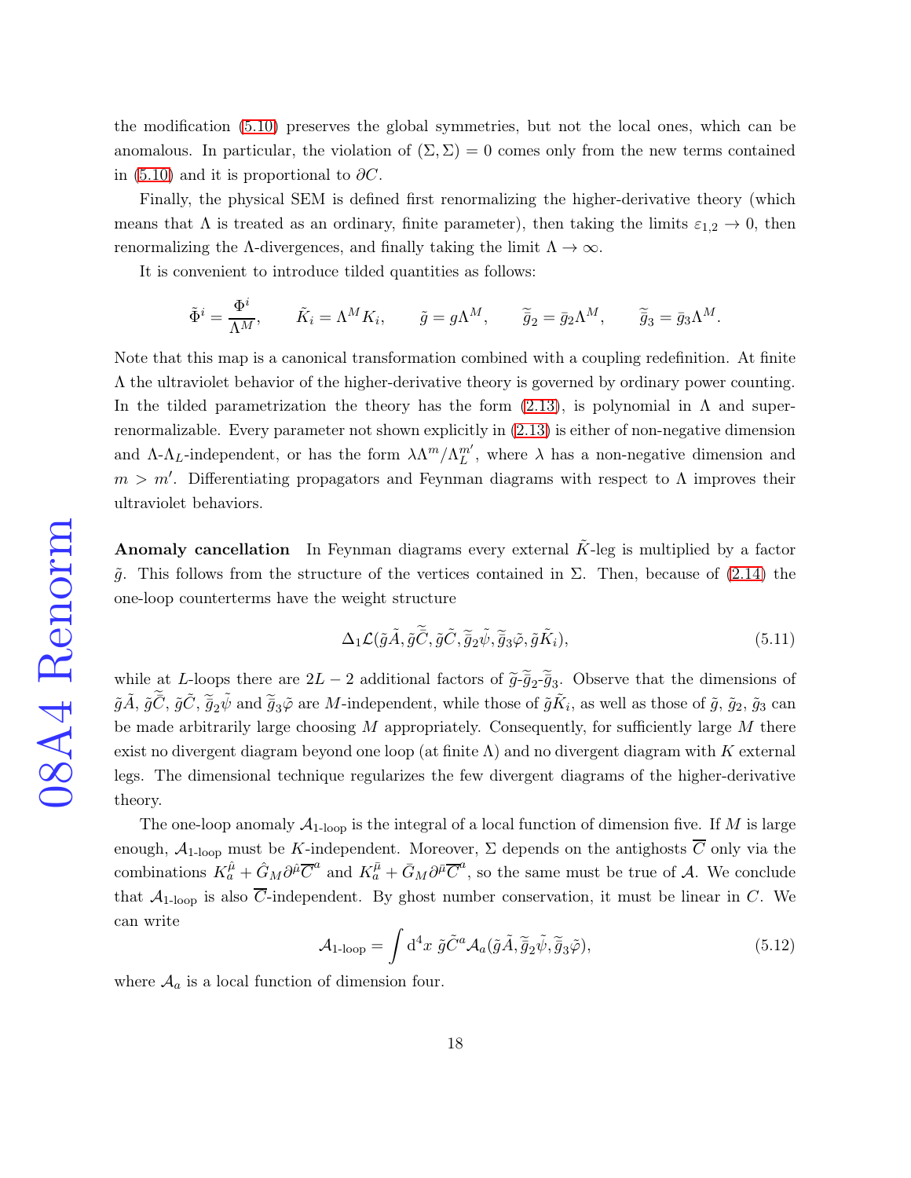the modification (5.10) preserves the global symmetries, but not the local ones, which can be anomalous. In particular, the violation of $(\Sigma, \Sigma) = 0$ comes only from the new terms contained in (5.10) and it is proportional to $\partial C$.

Finally, the physical SEM is defined first renormalizing the higher-derivative theory (which means that $\Lambda$ is treated as an ordinary, finite parameter), then taking the limits $\varepsilon_{1,2} \to 0$, then renormalizing the $\Lambda$-divergences, and finally taking the limit $\Lambda \to \infty$.

It is convenient to introduce tilded quantities as follows:

$$\tilde{\Phi}^i = \frac{\Phi^i}{\Lambda^M}, \qquad \tilde{K}_i = \Lambda^M K_i, \qquad \tilde{g} = g\Lambda^M, \qquad \tilde{\bar{g}}_2 = \bar{g}_2 \Lambda^M, \qquad \tilde{\bar{g}}_3 = \bar{g}_3 \Lambda^M.$$

Note that this map is a canonical transformation combined with a coupling redefinition. At finite $\Lambda$ the ultraviolet behavior of the higher-derivative theory is governed by ordinary power counting. In the tilded parametrization the theory has the form (2.13), is polynomial in $\Lambda$ and super-renormalizable. Every parameter not shown explicitly in (2.13) is either of non-negative dimension and $\Lambda$-$\Lambda_L$-independent, or has the form $\lambda\Lambda^m/\Lambda_L^{m'}$, where $\lambda$ has a non-negative dimension and $m > m'$. Differentiating propagators and Feynman diagrams with respect to $\Lambda$ improves their ultraviolet behaviors.

**Anomaly cancellation** In Feynman diagrams every external $\tilde{K}$-leg is multiplied by a factor $\tilde{g}$. This follows from the structure of the vertices contained in $\Sigma$. Then, because of (2.14) the one-loop counterterms have the weight structure

$$\Delta_1\mathcal{L}(\tilde{g}\tilde{A}, \tilde{g}\tilde{\bar{C}}, \tilde{g}\tilde{C}, \tilde{\bar{g}}_2\tilde{\psi}, \tilde{\bar{g}}_3\tilde{\varphi}, \tilde{g}\tilde{K}_i), \tag{5.11}$$

while at $L$-loops there are $2L-2$ additional factors of $\tilde{g}$-$\tilde{\bar{g}}_2$-$\tilde{\bar{g}}_3$. Observe that the dimensions of $\tilde{g}\tilde{A}$, $\tilde{g}\tilde{\bar{C}}$, $\tilde{g}\tilde{C}$, $\tilde{\bar{g}}_2\tilde{\psi}$ and $\tilde{\bar{g}}_3\tilde{\varphi}$ are $M$-independent, while those of $\tilde{g}\tilde{K}_i$, as well as those of $\tilde{g}$, $\tilde{\bar{g}}_2$, $\tilde{\bar{g}}_3$ can be made arbitrarily large choosing $M$ appropriately. Consequently, for sufficiently large $M$ there exist no divergent diagram beyond one loop (at finite $\Lambda$) and no divergent diagram with $K$ external legs. The dimensional technique regularizes the few divergent diagrams of the higher-derivative theory.

The one-loop anomaly $\mathcal{A}_{\text{1-loop}}$ is the integral of a local function of dimension five. If $M$ is large enough, $\mathcal{A}_{\text{1-loop}}$ must be $K$-independent. Moreover, $\Sigma$ depends on the antighosts $\overline{C}$ only via the combinations $K_a^{\hat{\mu}} + \hat{G}_M \partial^{\hat{\mu}}\overline{C}^a$ and $K_a^{\bar{\mu}} + \bar{G}_M \partial^{\bar{\mu}}\overline{C}^a$, so the same must be true of $\mathcal{A}$. We conclude that $\mathcal{A}_{\text{1-loop}}$ is also $\overline{C}$-independent. By ghost number conservation, it must be linear in $C$. We can write

$$\mathcal{A}_{\text{1-loop}} = \int \mathrm{d}^4x \; \tilde{g}\tilde{C}^a \mathcal{A}_a(\tilde{g}\tilde{A}, \tilde{\bar{g}}_2\tilde{\psi}, \tilde{\bar{g}}_3\tilde{\varphi}), \tag{5.12}$$

where $\mathcal{A}_a$ is a local function of dimension four.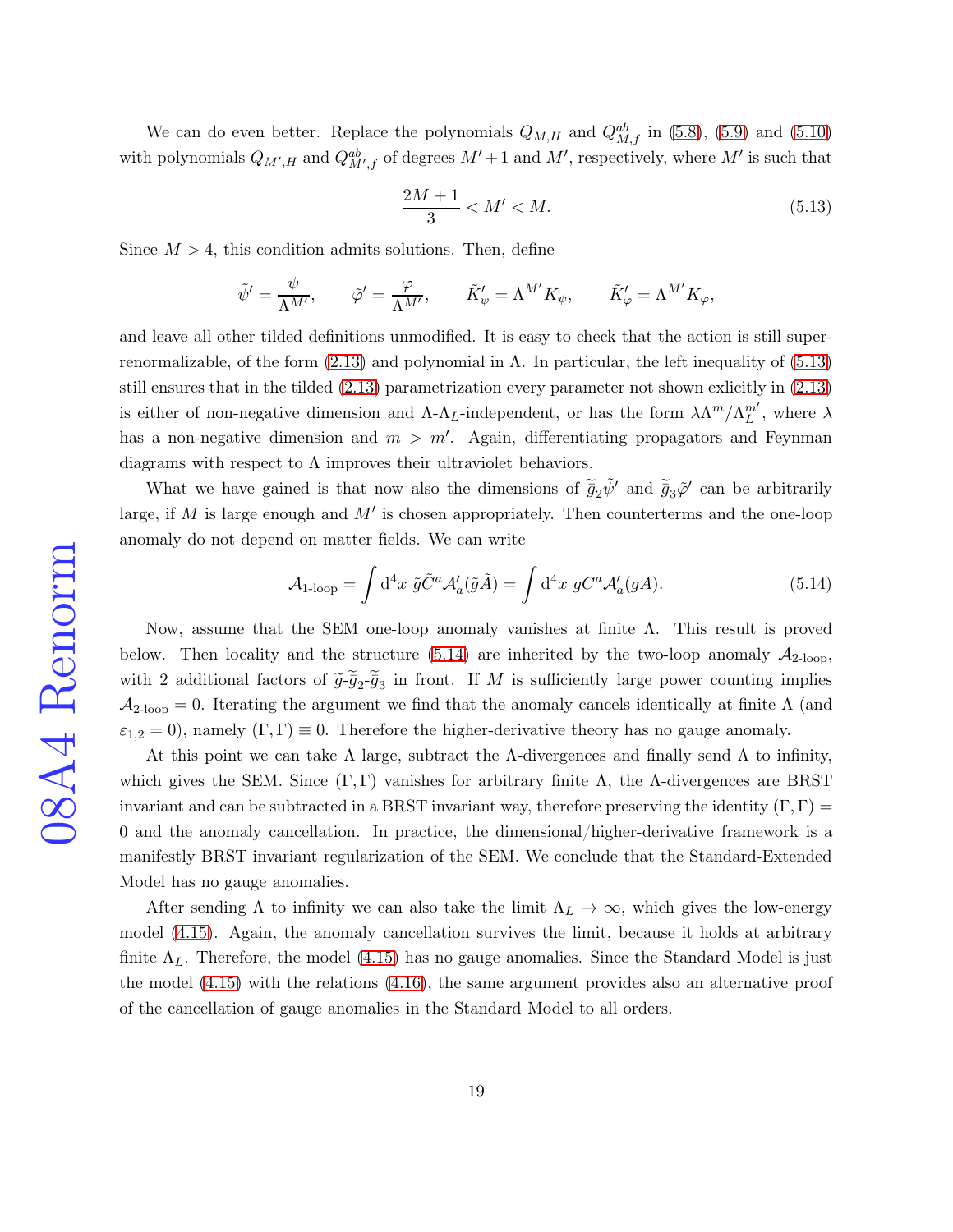We can do even better. Replace the polynomials $Q_{M,H}$ and $Q_{M,f}^{ab}$ in (5.8), (5.9) and (5.10) with polynomials $Q_{M',H}$ and $Q_{M',f}^{ab}$ of degrees $M'+1$ and $M'$, respectively, where $M'$ is such that

$$\frac{2M+1}{3} < M' < M. \tag{5.13}$$

Since $M > 4$, this condition admits solutions. Then, define

$$\tilde{\psi}' = \frac{\psi}{\Lambda^{M'}}, \qquad \tilde{\varphi}' = \frac{\varphi}{\Lambda^{M'}}, \qquad \tilde{K}_{\psi}' = \Lambda^{M'} K_{\psi}, \qquad \tilde{K}_{\varphi}' = \Lambda^{M'} K_{\varphi},$$

and leave all other tilded definitions unmodified. It is easy to check that the action is still super-renormalizable, of the form (2.13) and polynomial in $\Lambda$. In particular, the left inequality of (5.13) still ensures that in the tilded (2.13) parametrization every parameter not shown explicitly in (2.13) is either of non-negative dimension and $\Lambda$-$\Lambda_L$-independent, or has the form $\lambda \Lambda^m/\Lambda_L^{m'}$, where $\lambda$ has a non-negative dimension and $m > m'$. Again, differentiating propagators and Feynman diagrams with respect to $\Lambda$ improves their ultraviolet behaviors.

What we have gained is that now also the dimensions of $\widetilde{\bar{g}}_2\tilde{\psi}'$ and $\widetilde{\bar{g}}_3\tilde{\varphi}'$ can be arbitrarily large, if $M$ is large enough and $M'$ is chosen appropriately. Then counterterms and the one-loop anomaly do not depend on matter fields. We can write

$$\mathcal{A}_{\text{1-loop}} = \int \mathrm{d}^4x \; \tilde{g}\tilde{C}^a \mathcal{A}_a'(\tilde{g}\tilde{A}) = \int \mathrm{d}^4x \; gC^a \mathcal{A}_a'(gA). \tag{5.14}$$

Now, assume that the SEM one-loop anomaly vanishes at finite $\Lambda$. This result is proved below. Then locality and the structure (5.14) are inherited by the two-loop anomaly $\mathcal{A}_{\text{2-loop}}$, with 2 additional factors of $\tilde{g}$-$\widetilde{\bar{g}}_2$-$\widetilde{\bar{g}}_3$ in front. If $M$ is sufficiently large power counting implies $\mathcal{A}_{\text{2-loop}} = 0$. Iterating the argument we find that the anomaly cancels identically at finite $\Lambda$ (and $\varepsilon_{1,2} = 0$), namely $(\Gamma, \Gamma) \equiv 0$. Therefore the higher-derivative theory has no gauge anomaly.

At this point we can take $\Lambda$ large, subtract the $\Lambda$-divergences and finally send $\Lambda$ to infinity, which gives the SEM. Since $(\Gamma, \Gamma)$ vanishes for arbitrary finite $\Lambda$, the $\Lambda$-divergences are BRST invariant and can be subtracted in a BRST invariant way, therefore preserving the identity $(\Gamma, \Gamma) = 0$ and the anomaly cancellation. In practice, the dimensional/higher-derivative framework is a manifestly BRST invariant regularization of the SEM. We conclude that the Standard-Extended Model has no gauge anomalies.

After sending $\Lambda$ to infinity we can also take the limit $\Lambda_L \to \infty$, which gives the low-energy model (4.15). Again, the anomaly cancellation survives the limit, because it holds at arbitrary finite $\Lambda_L$. Therefore, the model (4.15) has no gauge anomalies. Since the Standard Model is just the model (4.15) with the relations (4.16), the same argument provides also an alternative proof of the cancellation of gauge anomalies in the Standard Model to all orders.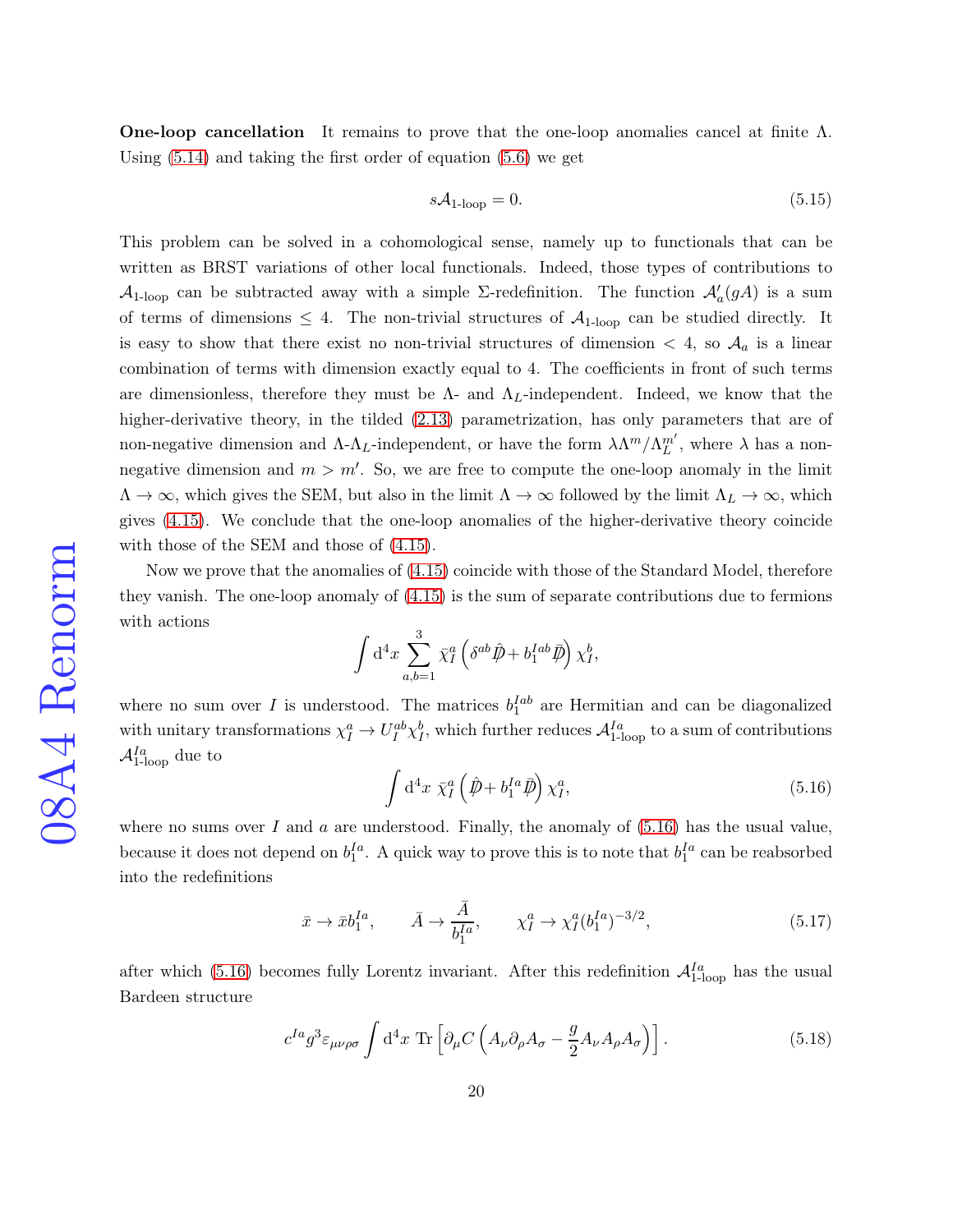**One-loop cancellation** It remains to prove that the one-loop anomalies cancel at finite $\Lambda$. Using (5.14) and taking the first order of equation (5.6) we get

$$s\mathcal{A}_{\text{1-loop}} = 0. \tag{5.15}$$

This problem can be solved in a cohomological sense, namely up to functionals that can be written as BRST variations of other local functionals. Indeed, those types of contributions to $\mathcal{A}_{\text{1-loop}}$ can be subtracted away with a simple $\Sigma$-redefinition. The function $\mathcal{A}'_a(gA)$ is a sum of terms of dimensions $\leq 4$. The non-trivial structures of $\mathcal{A}_{\text{1-loop}}$ can be studied directly. It is easy to show that there exist no non-trivial structures of dimension $< 4$, so $\mathcal{A}_a$ is a linear combination of terms with dimension exactly equal to 4. The coefficients in front of such terms are dimensionless, therefore they must be $\Lambda$- and $\Lambda_L$-independent. Indeed, we know that the higher-derivative theory, in the tilded (2.13) parametrization, has only parameters that are of non-negative dimension and $\Lambda$-$\Lambda_L$-independent, or have the form $\lambda\Lambda^m/\Lambda_L^{m'}$, where $\lambda$ has a non-negative dimension and $m > m'$. So, we are free to compute the one-loop anomaly in the limit $\Lambda \to \infty$, which gives the SEM, but also in the limit $\Lambda \to \infty$ followed by the limit $\Lambda_L \to \infty$, which gives (4.15). We conclude that the one-loop anomalies of the higher-derivative theory coincide with those of the SEM and those of (4.15).

Now we prove that the anomalies of (4.15) coincide with those of the Standard Model, therefore they vanish. The one-loop anomaly of (4.15) is the sum of separate contributions due to fermions with actions

$$\int \mathrm{d}^4x \sum_{a,b=1}^{3} \bar{\chi}_I^a \left(\delta^{ab}\hat{\not{D}} + b_1^{Iab}\bar{\not{D}}\right)\chi_I^b,$$

where no sum over $I$ is understood. The matrices $b_1^{Iab}$ are Hermitian and can be diagonalized with unitary transformations $\chi_I^a \to U_I^{ab}\chi_I^b$, which further reduces $\mathcal{A}_{\text{1-loop}}^{Ia}$ to a sum of contributions $\mathcal{A}_{\text{1-loop}}^{Ia}$ due to

$$\int \mathrm{d}^4x \ \bar{\chi}_I^a \left(\hat{\not{D}} + b_1^{Ia}\bar{\not{D}}\right)\chi_I^a, \tag{5.16}$$

where no sums over $I$ and $a$ are understood. Finally, the anomaly of (5.16) has the usual value, because it does not depend on $b_1^{Ia}$. A quick way to prove this is to note that $b_1^{Ia}$ can be reabsorbed into the redefinitions

$$\bar{x} \to \bar{x}b_1^{Ia}, \qquad \bar{A} \to \frac{\bar{A}}{b_1^{Ia}}, \qquad \chi_I^a \to \chi_I^a(b_1^{Ia})^{-3/2}, \tag{5.17}$$

after which (5.16) becomes fully Lorentz invariant. After this redefinition $\mathcal{A}_{\text{1-loop}}^{Ia}$ has the usual Bardeen structure

$$c^{Ia}g^3\varepsilon_{\mu\nu\rho\sigma}\int \mathrm{d}^4x \ \mathrm{Tr}\left[\partial_\mu C\left(A_\nu\partial_\rho A_\sigma - \frac{g}{2}A_\nu A_\rho A_\sigma\right)\right]. \tag{5.18}$$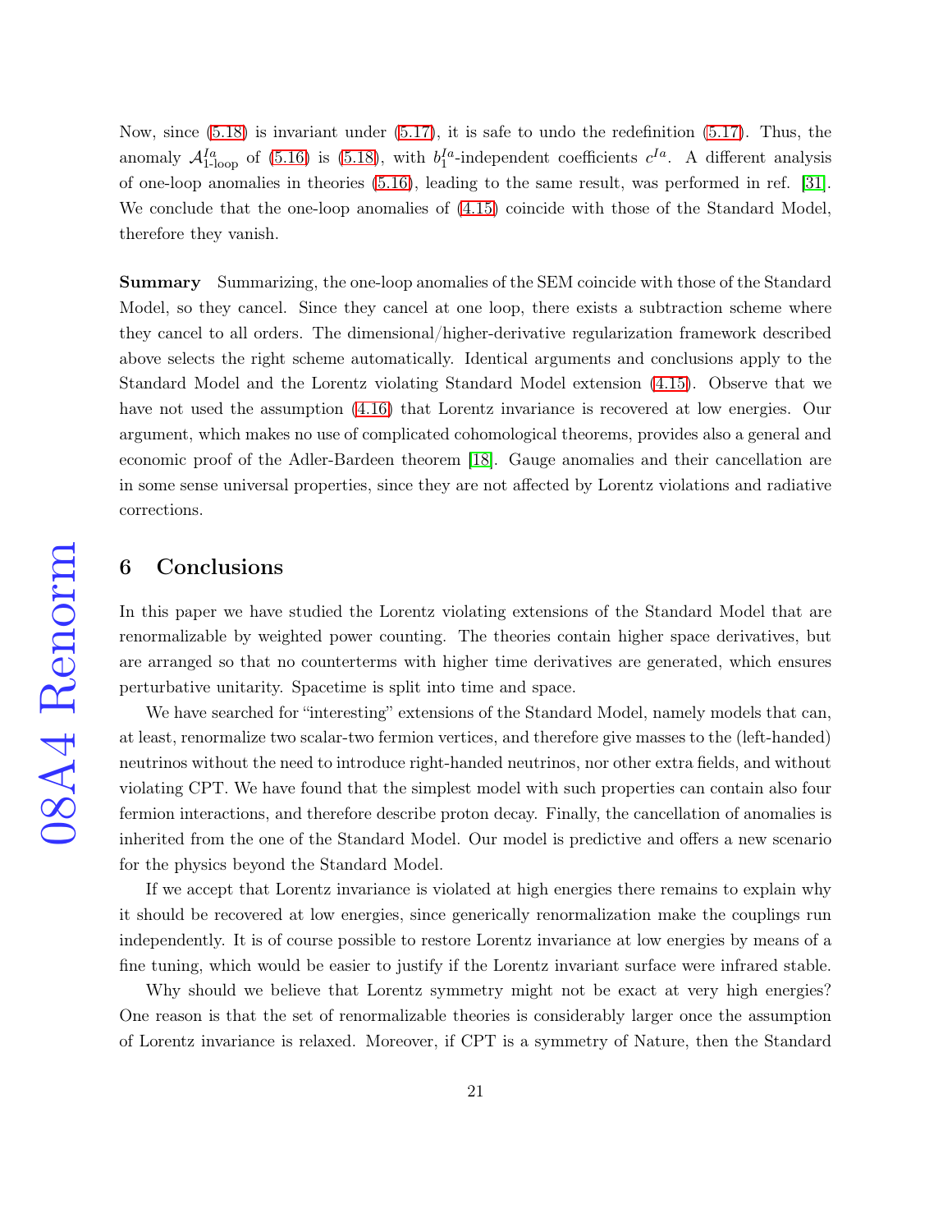Now, since (5.18) is invariant under (5.17), it is safe to undo the redefinition (5.17). Thus, the anomaly $\mathcal{A}_{\text{1-loop}}^{Ia}$ of (5.16) is (5.18), with $b_1^{Ia}$-independent coefficients $c^{Ia}$. A different analysis of one-loop anomalies in theories (5.16), leading to the same result, was performed in ref. [31]. We conclude that the one-loop anomalies of (4.15) coincide with those of the Standard Model, therefore they vanish.

**Summary** Summarizing, the one-loop anomalies of the SEM coincide with those of the Standard Model, so they cancel. Since they cancel at one loop, there exists a subtraction scheme where they cancel to all orders. The dimensional/higher-derivative regularization framework described above selects the right scheme automatically. Identical arguments and conclusions apply to the Standard Model and the Lorentz violating Standard Model extension (4.15). Observe that we have not used the assumption (4.16) that Lorentz invariance is recovered at low energies. Our argument, which makes no use of complicated cohomological theorems, provides also a general and economic proof of the Adler-Bardeen theorem [18]. Gauge anomalies and their cancellation are in some sense universal properties, since they are not affected by Lorentz violations and radiative corrections.

## 6 Conclusions

In this paper we have studied the Lorentz violating extensions of the Standard Model that are renormalizable by weighted power counting. The theories contain higher space derivatives, but are arranged so that no counterterms with higher time derivatives are generated, which ensures perturbative unitarity. Spacetime is split into time and space.

We have searched for "interesting" extensions of the Standard Model, namely models that can, at least, renormalize two scalar-two fermion vertices, and therefore give masses to the (left-handed) neutrinos without the need to introduce right-handed neutrinos, nor other extra fields, and without violating CPT. We have found that the simplest model with such properties can contain also four fermion interactions, and therefore describe proton decay. Finally, the cancellation of anomalies is inherited from the one of the Standard Model. Our model is predictive and offers a new scenario for the physics beyond the Standard Model.

If we accept that Lorentz invariance is violated at high energies there remains to explain why it should be recovered at low energies, since generically renormalization make the couplings run independently. It is of course possible to restore Lorentz invariance at low energies by means of a fine tuning, which would be easier to justify if the Lorentz invariant surface were infrared stable.

Why should we believe that Lorentz symmetry might not be exact at very high energies? One reason is that the set of renormalizable theories is considerably larger once the assumption of Lorentz invariance is relaxed. Moreover, if CPT is a symmetry of Nature, then the Standard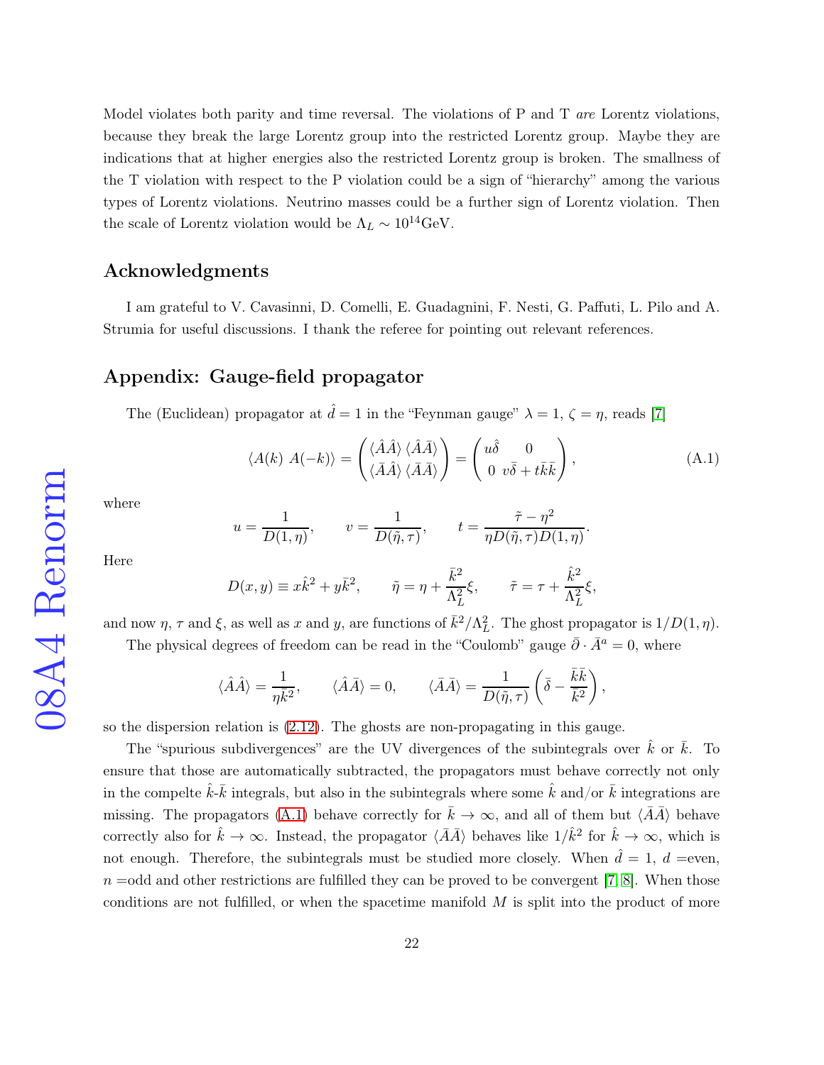Model violates both parity and time reversal. The violations of P and T *are* Lorentz violations, because they break the large Lorentz group into the restricted Lorentz group. Maybe they are indications that at higher energies also the restricted Lorentz group is broken. The smallness of the T violation with respect to the P violation could be a sign of "hierarchy" among the various types of Lorentz violations. Neutrino masses could be a further sign of Lorentz violation. Then the scale of Lorentz violation would be $\Lambda_L \sim 10^{14}$GeV.

## Acknowledgments

I am grateful to V. Cavasinni, D. Comelli, E. Guadagnini, F. Nesti, G. Paffuti, L. Pilo and A. Strumia for useful discussions. I thank the referee for pointing out relevant references.

## Appendix: Gauge-field propagator

The (Euclidean) propagator at $\hat{d} = 1$ in the "Feynman gauge" $\lambda = 1$, $\zeta = \eta$, reads [7]

$$\langle A(k)\ A(-k)\rangle = \begin{pmatrix} \langle \hat{A}\hat{A}\rangle & \langle \hat{A}\bar{A}\rangle \\ \langle \bar{A}\hat{A}\rangle & \langle \bar{A}\bar{A}\rangle \end{pmatrix} = \begin{pmatrix} u\hat{\delta} & 0 \\ 0 & v\bar{\delta} + t\bar{k}\bar{k} \end{pmatrix}, \tag{A.1}$$

where

$$u = \frac{1}{D(1,\eta)}, \qquad v = \frac{1}{D(\tilde{\eta},\tau)}, \qquad t = \frac{\tilde{\tau} - \eta^2}{\eta D(\tilde{\eta},\tau) D(1,\eta)}.$$

Here

$$D(x,y) \equiv x\hat{k}^2 + y\bar{k}^2, \qquad \tilde{\eta} = \eta + \frac{\bar{k}^2}{\Lambda_L^2}\xi, \qquad \tilde{\tau} = \tau + \frac{\hat{k}^2}{\Lambda_L^2}\xi,$$

and now $\eta$, $\tau$ and $\xi$, as well as $x$ and $y$, are functions of $\bar{k}^2/\Lambda_L^2$. The ghost propagator is $1/D(1,\eta)$.

The physical degrees of freedom can be read in the "Coulomb" gauge $\bar{\partial} \cdot \bar{A}^a = 0$, where

$$\langle \hat{A}\hat{A}\rangle = \frac{1}{\eta\bar{k}^2}, \qquad \langle \hat{A}\bar{A}\rangle = 0, \qquad \langle \bar{A}\bar{A}\rangle = \frac{1}{D(\tilde{\eta},\tau)}\left(\bar{\delta} - \frac{\bar{k}\bar{k}}{\bar{k}^2}\right),$$

so the dispersion relation is (2.12). The ghosts are non-propagating in this gauge.

The "spurious subdivergences" are the UV divergences of the subintegrals over $\hat{k}$ or $\bar{k}$. To ensure that those are automatically subtracted, the propagators must behave correctly not only in the compelte $\hat{k}$-$\bar{k}$ integrals, but also in the subintegrals where some $\hat{k}$ and/or $\bar{k}$ integrations are missing. The propagators (A.1) behave correctly for $\bar{k} \to \infty$, and all of them but $\langle \bar{A}\bar{A}\rangle$ behave correctly also for $\hat{k} \to \infty$. Instead, the propagator $\langle \bar{A}\bar{A}\rangle$ behaves like $1/\hat{k}^2$ for $\hat{k} \to \infty$, which is not enough. Therefore, the subintegrals must be studied more closely. When $\hat{d} = 1$, $d$ =even, $n$ =odd and other restrictions are fulfilled they can be proved to be convergent [7, 8]. When those conditions are not fulfilled, or when the spacetime manifold $M$ is split into the product of more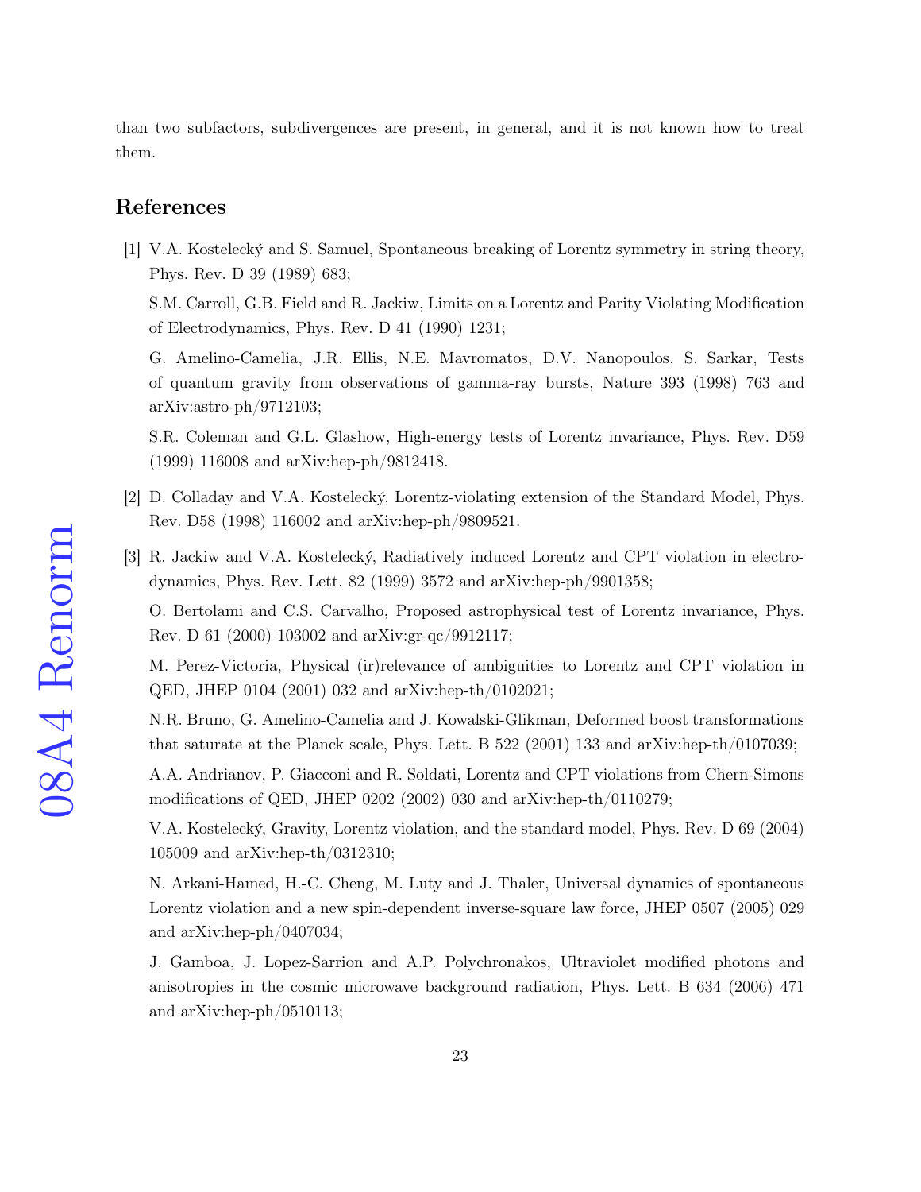than two subfactors, subdivergences are present, in general, and it is not known how to treat them.

## References

[1] V.A. Kostelecký and S. Samuel, Spontaneous breaking of Lorentz symmetry in string theory, Phys. Rev. D 39 (1989) 683;

S.M. Carroll, G.B. Field and R. Jackiw, Limits on a Lorentz and Parity Violating Modification of Electrodynamics, Phys. Rev. D 41 (1990) 1231;

G. Amelino-Camelia, J.R. Ellis, N.E. Mavromatos, D.V. Nanopoulos, S. Sarkar, Tests of quantum gravity from observations of gamma-ray bursts, Nature 393 (1998) 763 and arXiv:astro-ph/9712103;

S.R. Coleman and G.L. Glashow, High-energy tests of Lorentz invariance, Phys. Rev. D59 (1999) 116008 and arXiv:hep-ph/9812418.

[2] D. Colladay and V.A. Kostelecký, Lorentz-violating extension of the Standard Model, Phys. Rev. D58 (1998) 116002 and arXiv:hep-ph/9809521.

[3] R. Jackiw and V.A. Kostelecký, Radiatively induced Lorentz and CPT violation in electrodynamics, Phys. Rev. Lett. 82 (1999) 3572 and arXiv:hep-ph/9901358;

O. Bertolami and C.S. Carvalho, Proposed astrophysical test of Lorentz invariance, Phys. Rev. D 61 (2000) 103002 and arXiv:gr-qc/9912117;

M. Perez-Victoria, Physical (ir)relevance of ambiguities to Lorentz and CPT violation in QED, JHEP 0104 (2001) 032 and arXiv:hep-th/0102021;

N.R. Bruno, G. Amelino-Camelia and J. Kowalski-Glikman, Deformed boost transformations that saturate at the Planck scale, Phys. Lett. B 522 (2001) 133 and arXiv:hep-th/0107039;

A.A. Andrianov, P. Giacconi and R. Soldati, Lorentz and CPT violations from Chern-Simons modifications of QED, JHEP 0202 (2002) 030 and arXiv:hep-th/0110279;

V.A. Kostelecký, Gravity, Lorentz violation, and the standard model, Phys. Rev. D 69 (2004) 105009 and arXiv:hep-th/0312310;

N. Arkani-Hamed, H.-C. Cheng, M. Luty and J. Thaler, Universal dynamics of spontaneous Lorentz violation and a new spin-dependent inverse-square law force, JHEP 0507 (2005) 029 and arXiv:hep-ph/0407034;

J. Gamboa, J. Lopez-Sarrion and A.P. Polychronakos, Ultraviolet modified photons and anisotropies in the cosmic microwave background radiation, Phys. Lett. B 634 (2006) 471 and arXiv:hep-ph/0510113;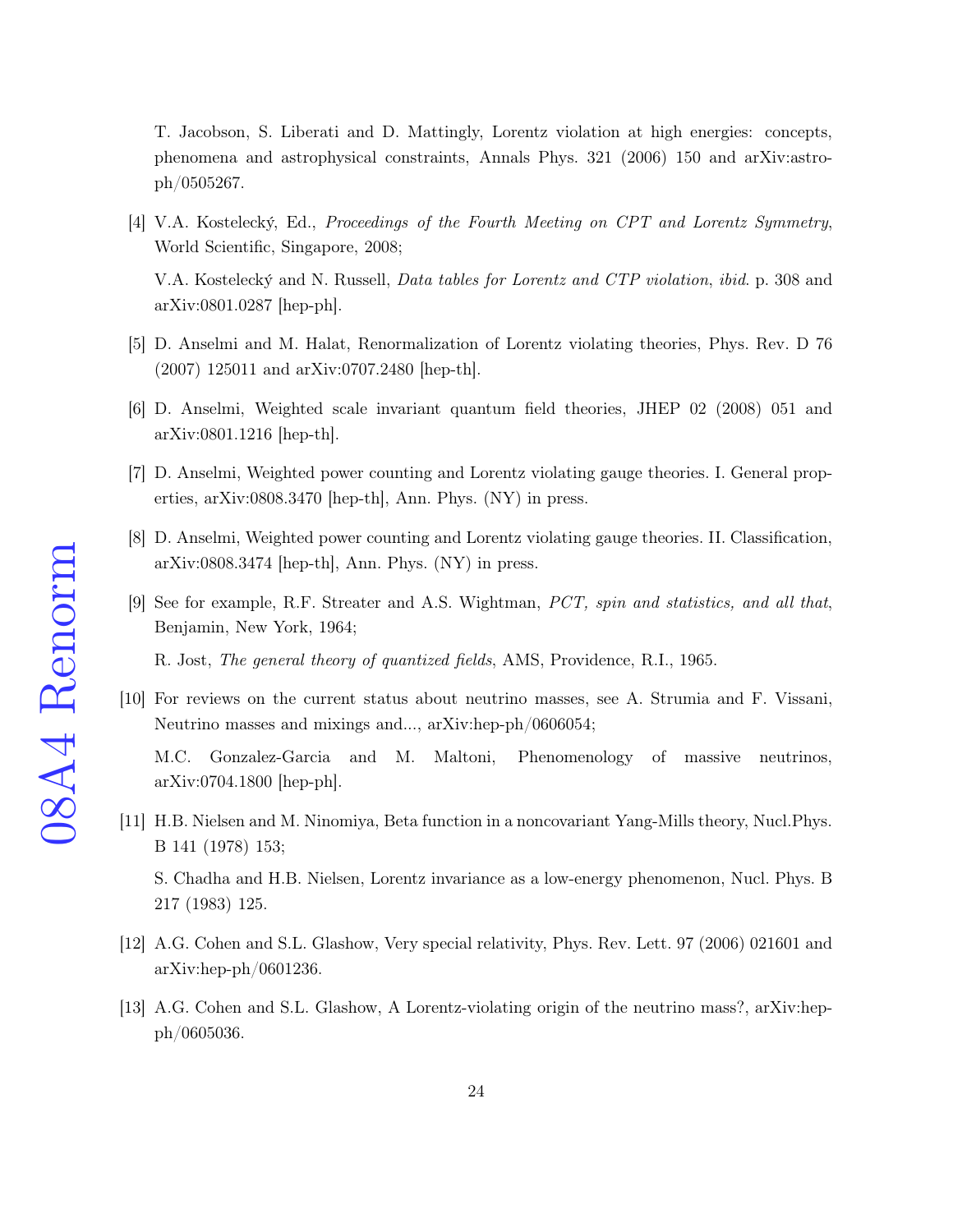T. Jacobson, S. Liberati and D. Mattingly, Lorentz violation at high energies: concepts, phenomena and astrophysical constraints, Annals Phys. 321 (2006) 150 and arXiv:astro-ph/0505267.

[4] V.A. Kostelecký, Ed., *Proceedings of the Fourth Meeting on CPT and Lorentz Symmetry*, World Scientific, Singapore, 2008;

V.A. Kostelecký and N. Russell, *Data tables for Lorentz and CTP violation*, *ibid*. p. 308 and arXiv:0801.0287 [hep-ph].

[5] D. Anselmi and M. Halat, Renormalization of Lorentz violating theories, Phys. Rev. D 76 (2007) 125011 and arXiv:0707.2480 [hep-th].

[6] D. Anselmi, Weighted scale invariant quantum field theories, JHEP 02 (2008) 051 and arXiv:0801.1216 [hep-th].

[7] D. Anselmi, Weighted power counting and Lorentz violating gauge theories. I. General properties, arXiv:0808.3470 [hep-th], Ann. Phys. (NY) in press.

[8] D. Anselmi, Weighted power counting and Lorentz violating gauge theories. II. Classification, arXiv:0808.3474 [hep-th], Ann. Phys. (NY) in press.

[9] See for example, R.F. Streater and A.S. Wightman, *PCT, spin and statistics, and all that*, Benjamin, New York, 1964;

R. Jost, *The general theory of quantized fields*, AMS, Providence, R.I., 1965.

[10] For reviews on the current status about neutrino masses, see A. Strumia and F. Vissani, Neutrino masses and mixings and..., arXiv:hep-ph/0606054;

M.C. Gonzalez-Garcia and M. Maltoni, Phenomenology of massive neutrinos, arXiv:0704.1800 [hep-ph].

[11] H.B. Nielsen and M. Ninomiya, Beta function in a noncovariant Yang-Mills theory, Nucl.Phys. B 141 (1978) 153;

S. Chadha and H.B. Nielsen, Lorentz invariance as a low-energy phenomenon, Nucl. Phys. B 217 (1983) 125.

[12] A.G. Cohen and S.L. Glashow, Very special relativity, Phys. Rev. Lett. 97 (2006) 021601 and arXiv:hep-ph/0601236.

[13] A.G. Cohen and S.L. Glashow, A Lorentz-violating origin of the neutrino mass?, arXiv:hep-ph/0605036.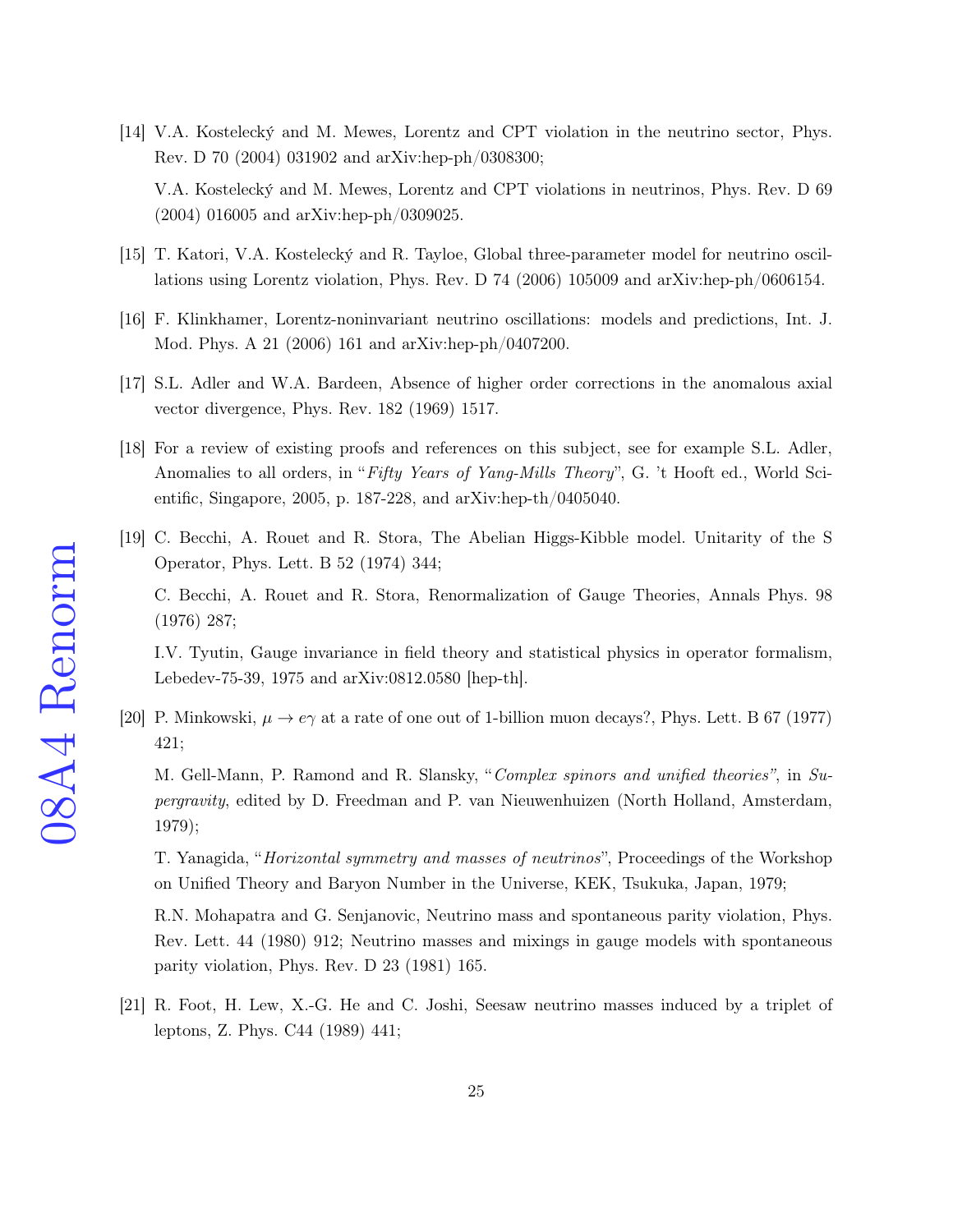[14] V.A. Kostelecký and M. Mewes, Lorentz and CPT violation in the neutrino sector, Phys. Rev. D 70 (2004) 031902 and arXiv:hep-ph/0308300;

V.A. Kostelecký and M. Mewes, Lorentz and CPT violations in neutrinos, Phys. Rev. D 69 (2004) 016005 and arXiv:hep-ph/0309025.

[15] T. Katori, V.A. Kostelecký and R. Tayloe, Global three-parameter model for neutrino oscillations using Lorentz violation, Phys. Rev. D 74 (2006) 105009 and arXiv:hep-ph/0606154.

[16] F. Klinkhamer, Lorentz-noninvariant neutrino oscillations: models and predictions, Int. J. Mod. Phys. A 21 (2006) 161 and arXiv:hep-ph/0407200.

[17] S.L. Adler and W.A. Bardeen, Absence of higher order corrections in the anomalous axial vector divergence, Phys. Rev. 182 (1969) 1517.

[18] For a review of existing proofs and references on this subject, see for example S.L. Adler, Anomalies to all orders, in "*Fifty Years of Yang-Mills Theory*", G. 't Hooft ed., World Scientific, Singapore, 2005, p. 187-228, and arXiv:hep-th/0405040.

[19] C. Becchi, A. Rouet and R. Stora, The Abelian Higgs-Kibble model. Unitarity of the S Operator, Phys. Lett. B 52 (1974) 344;

C. Becchi, A. Rouet and R. Stora, Renormalization of Gauge Theories, Annals Phys. 98 (1976) 287;

I.V. Tyutin, Gauge invariance in field theory and statistical physics in operator formalism, Lebedev-75-39, 1975 and arXiv:0812.0580 [hep-th].

[20] P. Minkowski, $\mu \to e\gamma$ at a rate of one out of 1-billion muon decays?, Phys. Lett. B 67 (1977) 421;

M. Gell-Mann, P. Ramond and R. Slansky, "*Complex spinors and unified theories*", in *Supergravity*, edited by D. Freedman and P. van Nieuwenhuizen (North Holland, Amsterdam, 1979);

T. Yanagida, "*Horizontal symmetry and masses of neutrinos*", Proceedings of the Workshop on Unified Theory and Baryon Number in the Universe, KEK, Tsukuka, Japan, 1979;

R.N. Mohapatra and G. Senjanovic, Neutrino mass and spontaneous parity violation, Phys. Rev. Lett. 44 (1980) 912; Neutrino masses and mixings in gauge models with spontaneous parity violation, Phys. Rev. D 23 (1981) 165.

[21] R. Foot, H. Lew, X.-G. He and C. Joshi, Seesaw neutrino masses induced by a triplet of leptons, Z. Phys. C44 (1989) 441;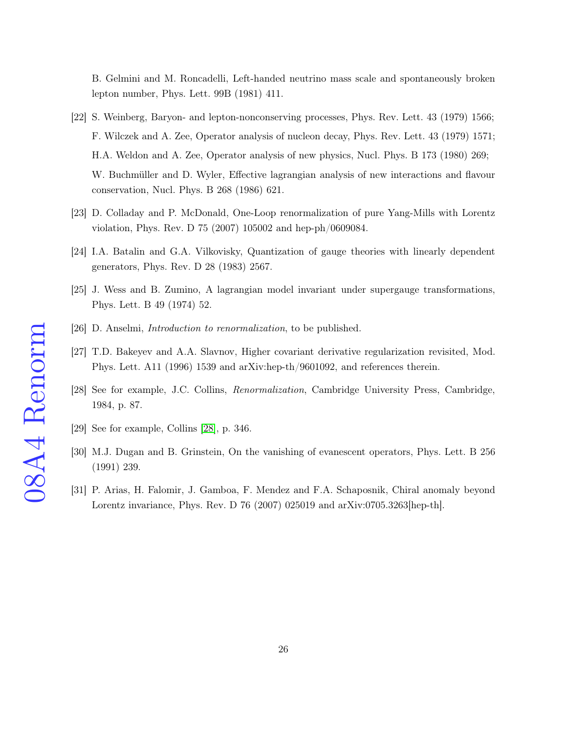B. Gelmini and M. Roncadelli, Left-handed neutrino mass scale and spontaneously broken lepton number, Phys. Lett. 99B (1981) 411.

[22] S. Weinberg, Baryon- and lepton-nonconserving processes, Phys. Rev. Lett. 43 (1979) 1566;
F. Wilczek and A. Zee, Operator analysis of nucleon decay, Phys. Rev. Lett. 43 (1979) 1571;
H.A. Weldon and A. Zee, Operator analysis of new physics, Nucl. Phys. B 173 (1980) 269;
W. Buchmüller and D. Wyler, Effective lagrangian analysis of new interactions and flavour conservation, Nucl. Phys. B 268 (1986) 621.

[23] D. Colladay and P. McDonald, One-Loop renormalization of pure Yang-Mills with Lorentz violation, Phys. Rev. D 75 (2007) 105002 and hep-ph/0609084.

[24] I.A. Batalin and G.A. Vilkovisky, Quantization of gauge theories with linearly dependent generators, Phys. Rev. D 28 (1983) 2567.

[25] J. Wess and B. Zumino, A lagrangian model invariant under supergauge transformations, Phys. Lett. B 49 (1974) 52.

[26] D. Anselmi, *Introduction to renormalization*, to be published.

[27] T.D. Bakeyev and A.A. Slavnov, Higher covariant derivative regularization revisited, Mod. Phys. Lett. A11 (1996) 1539 and arXiv:hep-th/9601092, and references therein.

[28] See for example, J.C. Collins, *Renormalization*, Cambridge University Press, Cambridge, 1984, p. 87.

[29] See for example, Collins [28], p. 346.

[30] M.J. Dugan and B. Grinstein, On the vanishing of evanescent operators, Phys. Lett. B 256 (1991) 239.

[31] P. Arias, H. Falomir, J. Gamboa, F. Mendez and F.A. Schaposnik, Chiral anomaly beyond Lorentz invariance, Phys. Rev. D 76 (2007) 025019 and arXiv:0705.3263[hep-th].